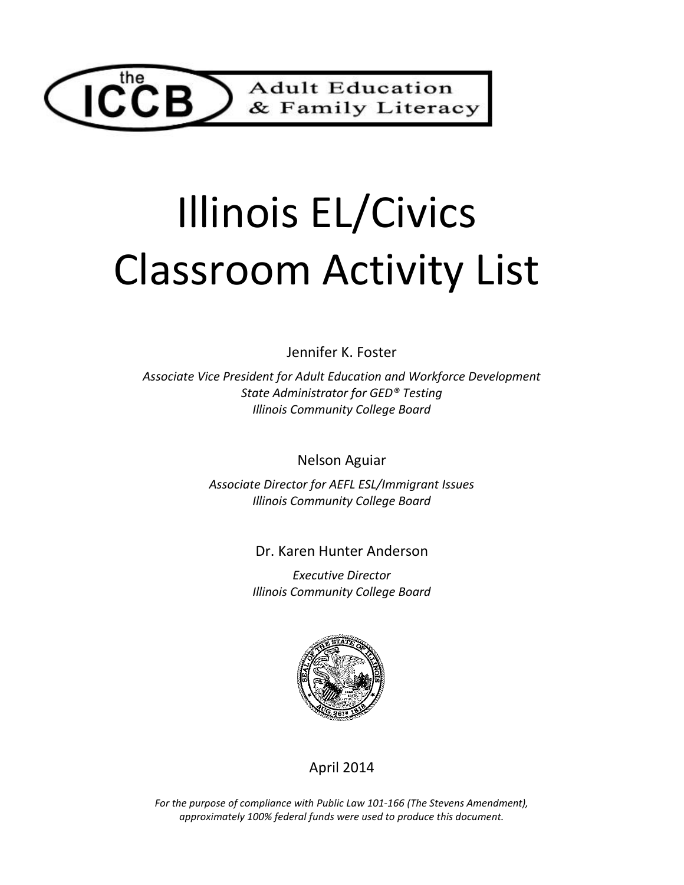the ICCB Adult Education & Family Literacy

# Illinois EL/Civics Classroom Activity List

Jennifer K. Foster

*Associate Vice President for Adult Education and Workforce Development*
*State Administrator for GED® Testing*
*Illinois Community College Board*

Nelson Aguiar

*Associate Director for AEFL ESL/Immigrant Issues*
*Illinois Community College Board*

Dr. Karen Hunter Anderson

*Executive Director*
*Illinois Community College Board*

April 2014

*For the purpose of compliance with Public Law 101-166 (The Stevens Amendment), approximately 100% federal funds were used to produce this document.*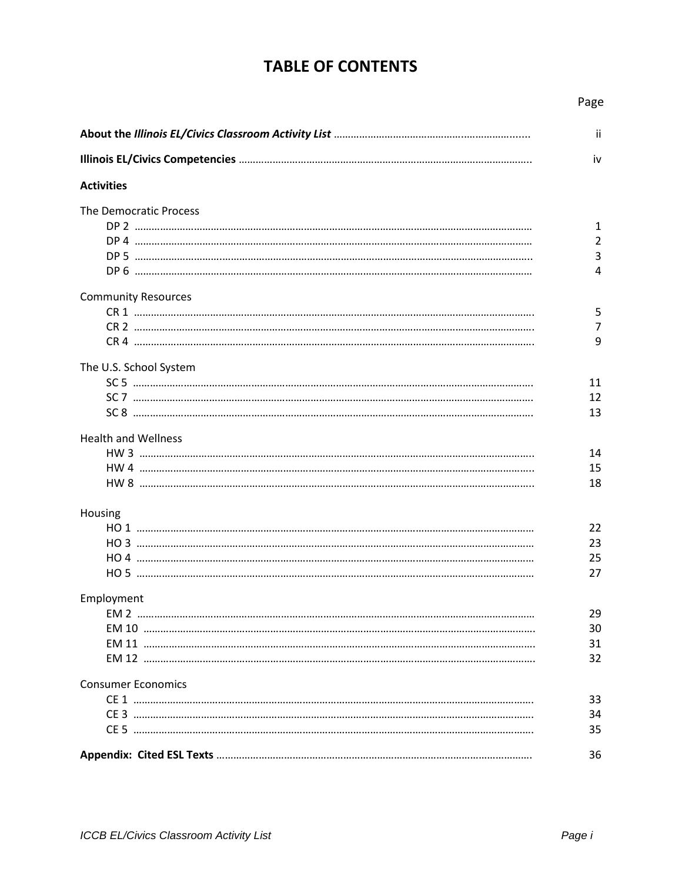# TABLE OF CONTENTS

| | Page |
|---|---|
| **About the *Illinois EL/Civics Classroom Activity List*** | ii |
| **Illinois EL/Civics Competencies** | iv |
| **Activities** | |
| The Democratic Process | |
| DP 2 | 1 |
| DP 4 | 2 |
| DP 5 | 3 |
| DP 6 | 4 |
| Community Resources | |
| CR 1 | 5 |
| CR 2 | 7 |
| CR 4 | 9 |
| The U.S. School System | |
| SC 5 | 11 |
| SC 7 | 12 |
| SC 8 | 13 |
| Health and Wellness | |
| HW 3 | 14 |
| HW 4 | 15 |
| HW 8 | 18 |
| Housing | |
| HO 1 | 22 |
| HO 3 | 23 |
| HO 4 | 25 |
| HO 5 | 27 |
| Employment | |
| EM 2 | 29 |
| EM 10 | 30 |
| EM 11 | 31 |
| EM 12 | 32 |
| Consumer Economics | |
| CE 1 | 33 |
| CE 3 | 34 |
| CE 5 | 35 |
| **Appendix: Cited ESL Texts** | 36 |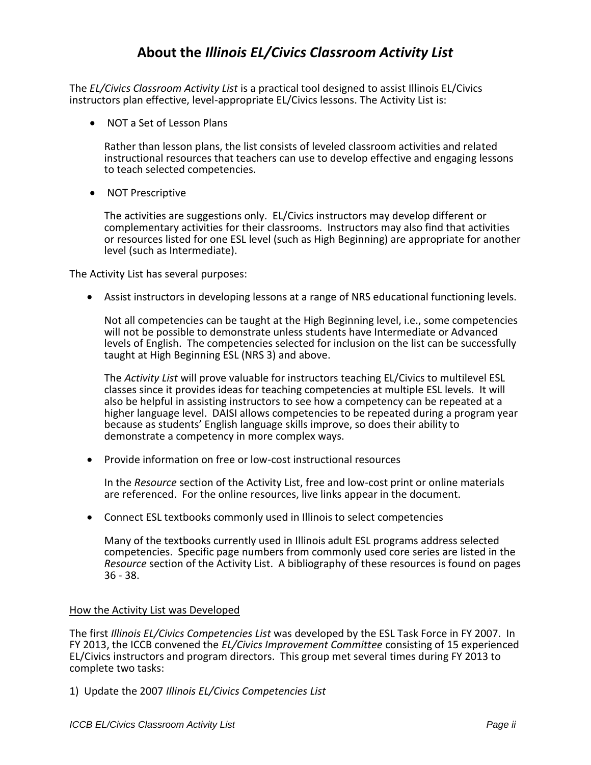# About the *Illinois EL/Civics Classroom Activity List*

The *EL/Civics Classroom Activity List* is a practical tool designed to assist Illinois EL/Civics instructors plan effective, level-appropriate EL/Civics lessons. The Activity List is:

- NOT a Set of Lesson Plans

  Rather than lesson plans, the list consists of leveled classroom activities and related instructional resources that teachers can use to develop effective and engaging lessons to teach selected competencies.

- NOT Prescriptive

  The activities are suggestions only. EL/Civics instructors may develop different or complementary activities for their classrooms. Instructors may also find that activities or resources listed for one ESL level (such as High Beginning) are appropriate for another level (such as Intermediate).

The Activity List has several purposes:

- Assist instructors in developing lessons at a range of NRS educational functioning levels.

  Not all competencies can be taught at the High Beginning level, i.e., some competencies will not be possible to demonstrate unless students have Intermediate or Advanced levels of English. The competencies selected for inclusion on the list can be successfully taught at High Beginning ESL (NRS 3) and above.

  The *Activity List* will prove valuable for instructors teaching EL/Civics to multilevel ESL classes since it provides ideas for teaching competencies at multiple ESL levels. It will also be helpful in assisting instructors to see how a competency can be repeated at a higher language level. DAISI allows competencies to be repeated during a program year because as students' English language skills improve, so does their ability to demonstrate a competency in more complex ways.

- Provide information on free or low-cost instructional resources

  In the *Resource* section of the Activity List, free and low-cost print or online materials are referenced. For the online resources, live links appear in the document.

- Connect ESL textbooks commonly used in Illinois to select competencies

  Many of the textbooks currently used in Illinois adult ESL programs address selected competencies. Specific page numbers from commonly used core series are listed in the *Resource* section of the Activity List. A bibliography of these resources is found on pages 36 - 38.

<u>How the Activity List was Developed</u>

The first *Illinois EL/Civics Competencies List* was developed by the ESL Task Force in FY 2007. In FY 2013, the ICCB convened the *EL/Civics Improvement Committee* consisting of 15 experienced EL/Civics instructors and program directors. This group met several times during FY 2013 to complete two tasks:

1) Update the 2007 *Illinois EL/Civics Competencies List*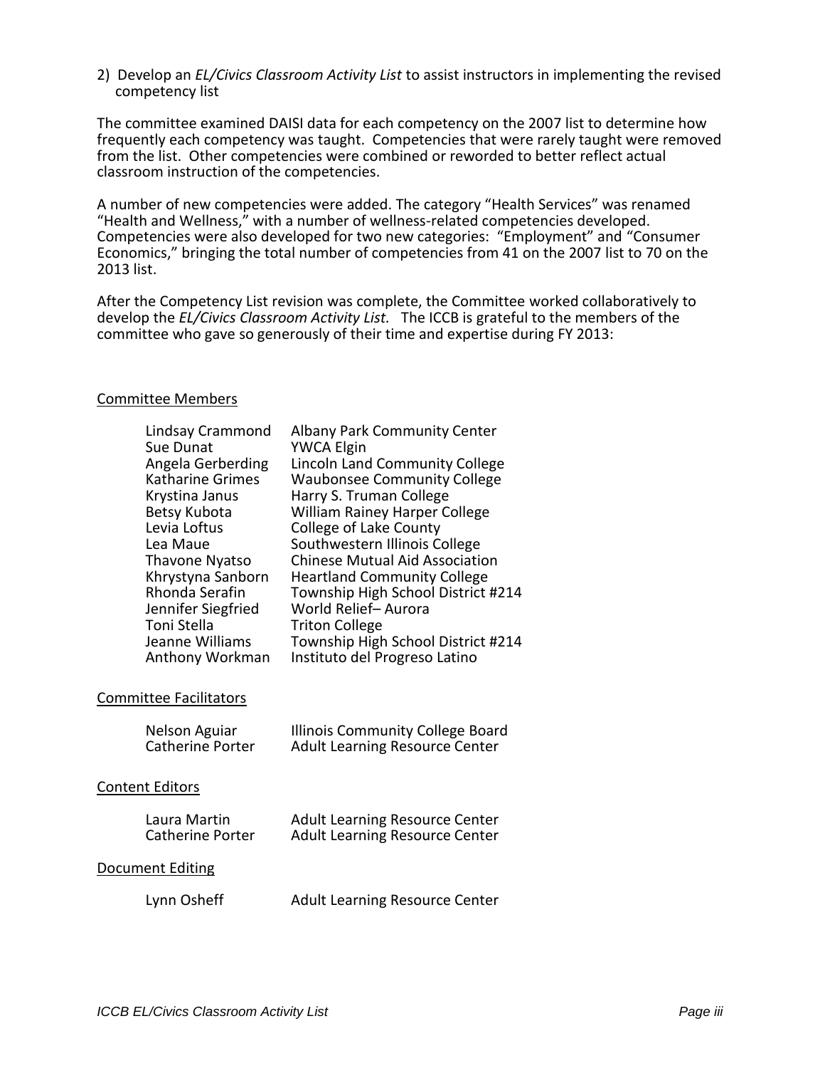2) Develop an *EL/Civics Classroom Activity List* to assist instructors in implementing the revised competency list

The committee examined DAISI data for each competency on the 2007 list to determine how frequently each competency was taught. Competencies that were rarely taught were removed from the list. Other competencies were combined or reworded to better reflect actual classroom instruction of the competencies.

A number of new competencies were added. The category "Health Services" was renamed "Health and Wellness," with a number of wellness-related competencies developed. Competencies were also developed for two new categories: "Employment" and "Consumer Economics," bringing the total number of competencies from 41 on the 2007 list to 70 on the 2013 list.

After the Competency List revision was complete, the Committee worked collaboratively to develop the *EL/Civics Classroom Activity List.* The ICCB is grateful to the members of the committee who gave so generously of their time and expertise during FY 2013:

Committee Members

| | |
|---|---|
| Lindsay Crammond | Albany Park Community Center |
| Sue Dunat | YWCA Elgin |
| Angela Gerberding | Lincoln Land Community College |
| Katharine Grimes | Waubonsee Community College |
| Krystina Janus | Harry S. Truman College |
| Betsy Kubota | William Rainey Harper College |
| Levia Loftus | College of Lake County |
| Lea Maue | Southwestern Illinois College |
| Thavone Nyatso | Chinese Mutual Aid Association |
| Khrystyna Sanborn | Heartland Community College |
| Rhonda Serafin | Township High School District #214 |
| Jennifer Siegfried | World Relief– Aurora |
| Toni Stella | Triton College |
| Jeanne Williams | Township High School District #214 |
| Anthony Workman | Instituto del Progreso Latino |

Committee Facilitators

| | |
|---|---|
| Nelson Aguiar | Illinois Community College Board |
| Catherine Porter | Adult Learning Resource Center |

Content Editors

| | |
|---|---|
| Laura Martin | Adult Learning Resource Center |
| Catherine Porter | Adult Learning Resource Center |

Document Editing

| | |
|---|---|
| Lynn Osheff | Adult Learning Resource Center |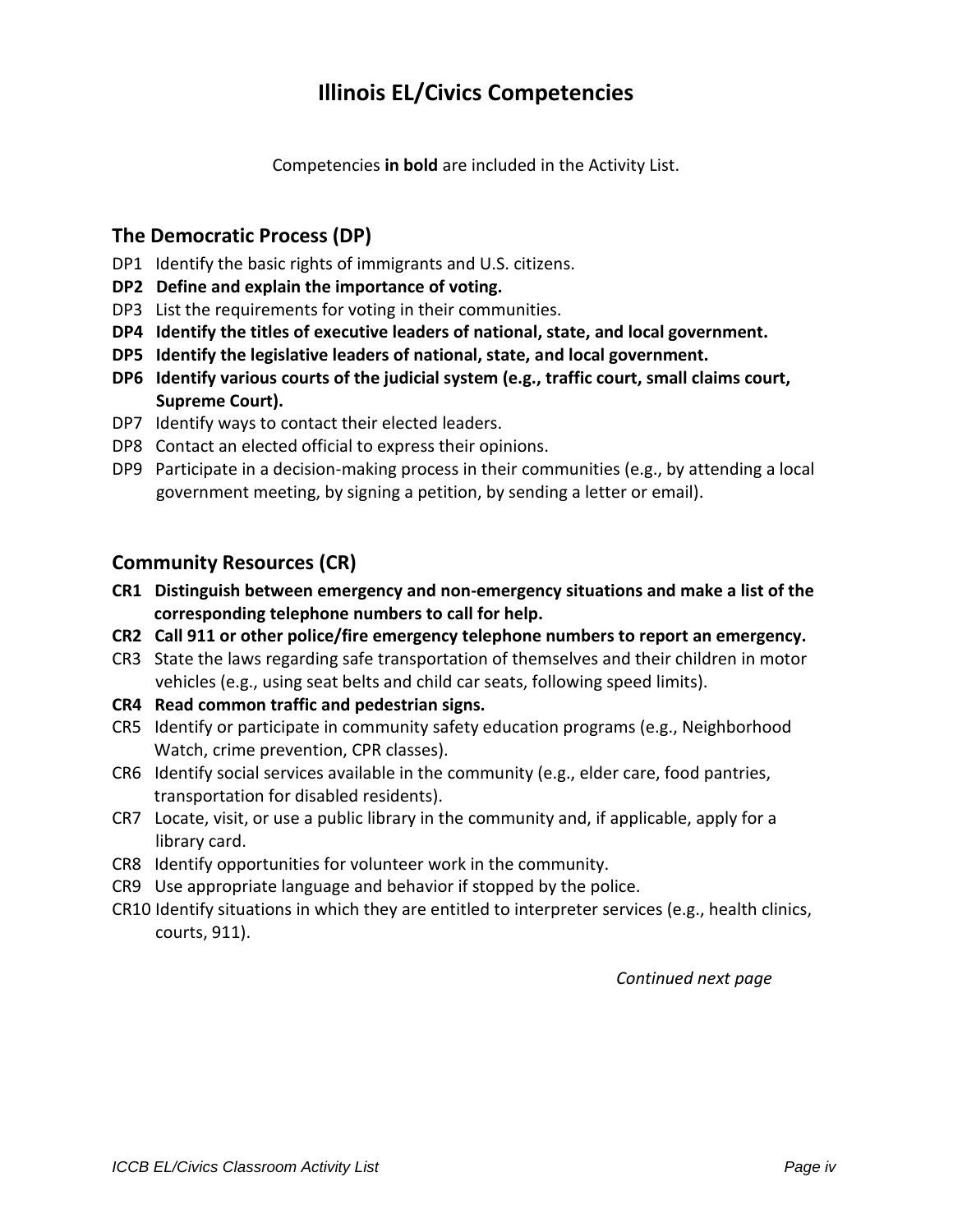# Illinois EL/Civics Competencies

Competencies **in bold** are included in the Activity List.

## The Democratic Process (DP)

DP1 Identify the basic rights of immigrants and U.S. citizens.

**DP2 Define and explain the importance of voting.**

DP3 List the requirements for voting in their communities.

**DP4 Identify the titles of executive leaders of national, state, and local government.**

**DP5 Identify the legislative leaders of national, state, and local government.**

**DP6 Identify various courts of the judicial system (e.g., traffic court, small claims court, Supreme Court).**

DP7 Identify ways to contact their elected leaders.

DP8 Contact an elected official to express their opinions.

DP9 Participate in a decision-making process in their communities (e.g., by attending a local government meeting, by signing a petition, by sending a letter or email).

## Community Resources (CR)

**CR1 Distinguish between emergency and non-emergency situations and make a list of the corresponding telephone numbers to call for help.**

**CR2 Call 911 or other police/fire emergency telephone numbers to report an emergency.**

CR3 State the laws regarding safe transportation of themselves and their children in motor vehicles (e.g., using seat belts and child car seats, following speed limits).

**CR4 Read common traffic and pedestrian signs.**

CR5 Identify or participate in community safety education programs (e.g., Neighborhood Watch, crime prevention, CPR classes).

CR6 Identify social services available in the community (e.g., elder care, food pantries, transportation for disabled residents).

CR7 Locate, visit, or use a public library in the community and, if applicable, apply for a library card.

CR8 Identify opportunities for volunteer work in the community.

CR9 Use appropriate language and behavior if stopped by the police.

CR10 Identify situations in which they are entitled to interpreter services (e.g., health clinics, courts, 911).

*Continued next page*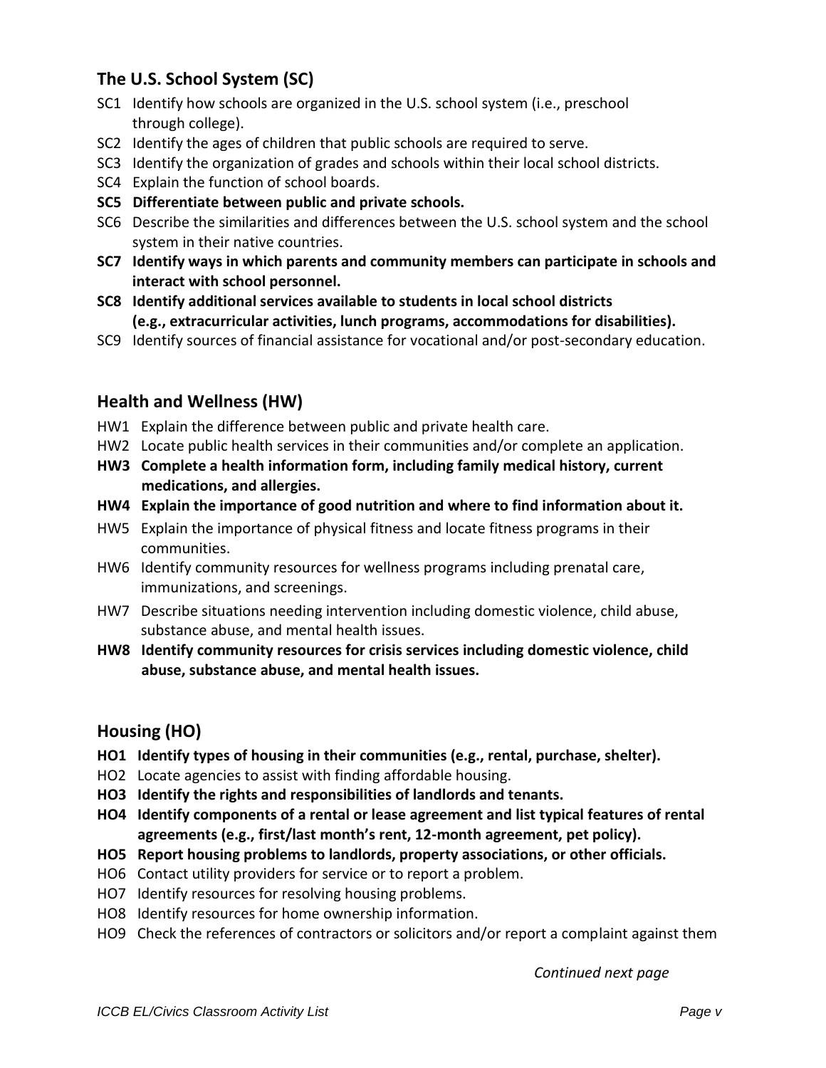## The U.S. School System (SC)

- SC1 Identify how schools are organized in the U.S. school system (i.e., preschool through college).
- SC2 Identify the ages of children that public schools are required to serve.
- SC3 Identify the organization of grades and schools within their local school districts.
- SC4 Explain the function of school boards.
- **SC5 Differentiate between public and private schools.**
- SC6 Describe the similarities and differences between the U.S. school system and the school system in their native countries.
- **SC7 Identify ways in which parents and community members can participate in schools and interact with school personnel.**
- **SC8 Identify additional services available to students in local school districts (e.g., extracurricular activities, lunch programs, accommodations for disabilities).**
- SC9 Identify sources of financial assistance for vocational and/or post-secondary education.

## Health and Wellness (HW)

- HW1 Explain the difference between public and private health care.
- HW2 Locate public health services in their communities and/or complete an application.
- **HW3 Complete a health information form, including family medical history, current medications, and allergies.**
- **HW4 Explain the importance of good nutrition and where to find information about it.**
- HW5 Explain the importance of physical fitness and locate fitness programs in their communities.
- HW6 Identify community resources for wellness programs including prenatal care, immunizations, and screenings.
- HW7 Describe situations needing intervention including domestic violence, child abuse, substance abuse, and mental health issues.
- **HW8 Identify community resources for crisis services including domestic violence, child abuse, substance abuse, and mental health issues.**

## Housing (HO)

- **HO1 Identify types of housing in their communities (e.g., rental, purchase, shelter).**
- HO2 Locate agencies to assist with finding affordable housing.
- **HO3 Identify the rights and responsibilities of landlords and tenants.**
- **HO4 Identify components of a rental or lease agreement and list typical features of rental agreements (e.g., first/last month's rent, 12-month agreement, pet policy).**
- **HO5 Report housing problems to landlords, property associations, or other officials.**
- HO6 Contact utility providers for service or to report a problem.
- HO7 Identify resources for resolving housing problems.
- HO8 Identify resources for home ownership information.
- HO9 Check the references of contractors or solicitors and/or report a complaint against them

*Continued next page*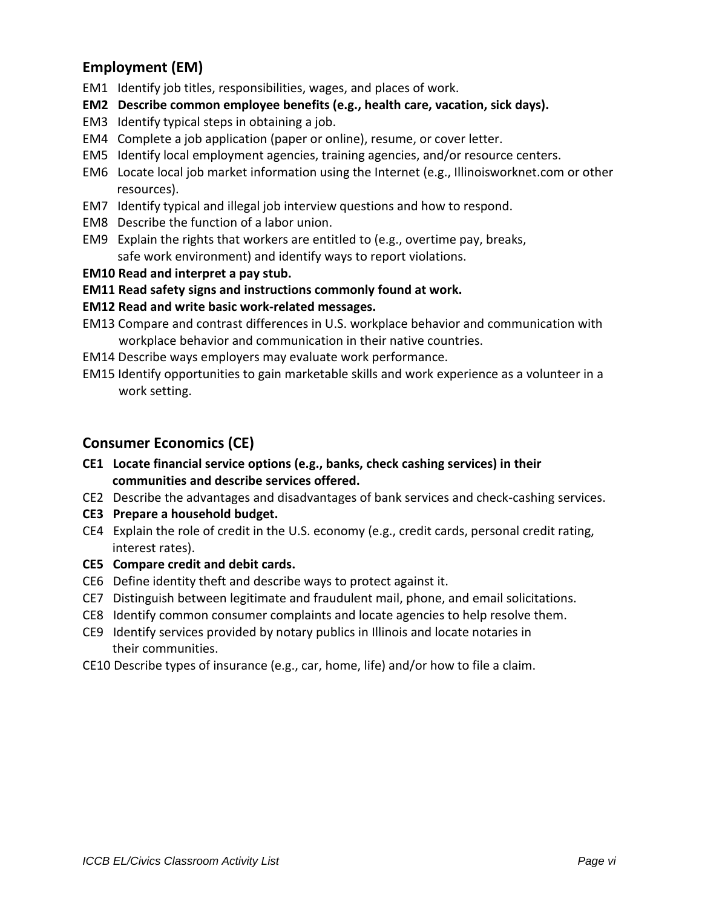## Employment (EM)

EM1 Identify job titles, responsibilities, wages, and places of work.

**EM2 Describe common employee benefits (e.g., health care, vacation, sick days).**

EM3 Identify typical steps in obtaining a job.

EM4 Complete a job application (paper or online), resume, or cover letter.

EM5 Identify local employment agencies, training agencies, and/or resource centers.

EM6 Locate local job market information using the Internet (e.g., Illinoisworknet.com or other resources).

EM7 Identify typical and illegal job interview questions and how to respond.

EM8 Describe the function of a labor union.

EM9 Explain the rights that workers are entitled to (e.g., overtime pay, breaks, safe work environment) and identify ways to report violations.

**EM10 Read and interpret a pay stub.**

**EM11 Read safety signs and instructions commonly found at work.**

**EM12 Read and write basic work-related messages.**

EM13 Compare and contrast differences in U.S. workplace behavior and communication with workplace behavior and communication in their native countries.

EM14 Describe ways employers may evaluate work performance.

EM15 Identify opportunities to gain marketable skills and work experience as a volunteer in a work setting.

## Consumer Economics (CE)

**CE1 Locate financial service options (e.g., banks, check cashing services) in their communities and describe services offered.**

CE2 Describe the advantages and disadvantages of bank services and check-cashing services.

**CE3 Prepare a household budget.**

CE4 Explain the role of credit in the U.S. economy (e.g., credit cards, personal credit rating, interest rates).

**CE5 Compare credit and debit cards.**

CE6 Define identity theft and describe ways to protect against it.

CE7 Distinguish between legitimate and fraudulent mail, phone, and email solicitations.

CE8 Identify common consumer complaints and locate agencies to help resolve them.

CE9 Identify services provided by notary publics in Illinois and locate notaries in their communities.

CE10 Describe types of insurance (e.g., car, home, life) and/or how to file a claim.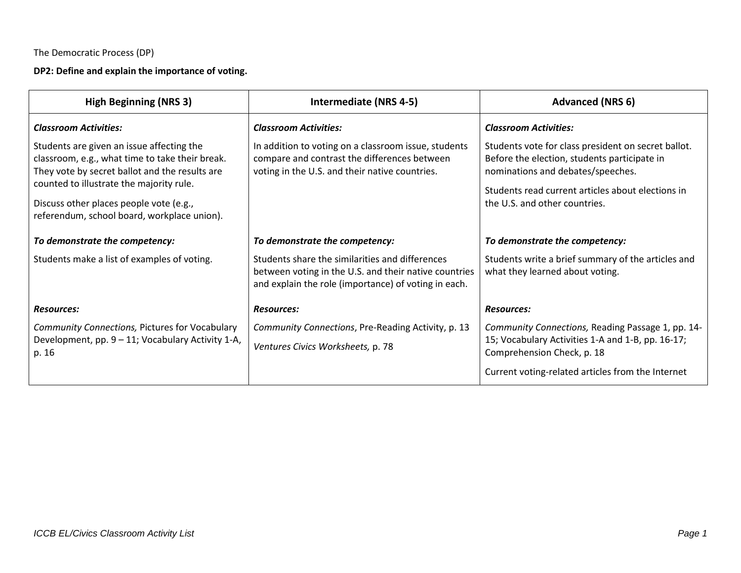The Democratic Process (DP)

**DP2: Define and explain the importance of voting.**

| High Beginning (NRS 3) | Intermediate (NRS 4-5) | Advanced (NRS 6) |
|---|---|---|
| ***Classroom Activities:*** | ***Classroom Activities:*** | ***Classroom Activities:*** |
| Students are given an issue affecting the classroom, e.g., what time to take their break. They vote by secret ballot and the results are counted to illustrate the majority rule.<br><br>Discuss other places people vote (e.g., referendum, school board, workplace union). | In addition to voting on a classroom issue, students compare and contrast the differences between voting in the U.S. and their native countries. | Students vote for class president on secret ballot. Before the election, students participate in nominations and debates/speeches.<br><br>Students read current articles about elections in the U.S. and other countries. |
| ***To demonstrate the competency:*** | ***To demonstrate the competency:*** | ***To demonstrate the competency:*** |
| Students make a list of examples of voting. | Students share the similarities and differences between voting in the U.S. and their native countries and explain the role (importance) of voting in each. | Students write a brief summary of the articles and what they learned about voting. |
| ***Resources:*** | ***Resources:*** | ***Resources:*** |
| *Community Connections,* Pictures for Vocabulary Development, pp. 9 – 11; Vocabulary Activity 1-A, p. 16 | *Community Connections*, Pre-Reading Activity, p. 13<br><br>*Ventures Civics Worksheets,* p. 78 | *Community Connections,* Reading Passage 1, pp. 14-15; Vocabulary Activities 1-A and 1-B, pp. 16-17; Comprehension Check, p. 18<br><br>Current voting-related articles from the Internet |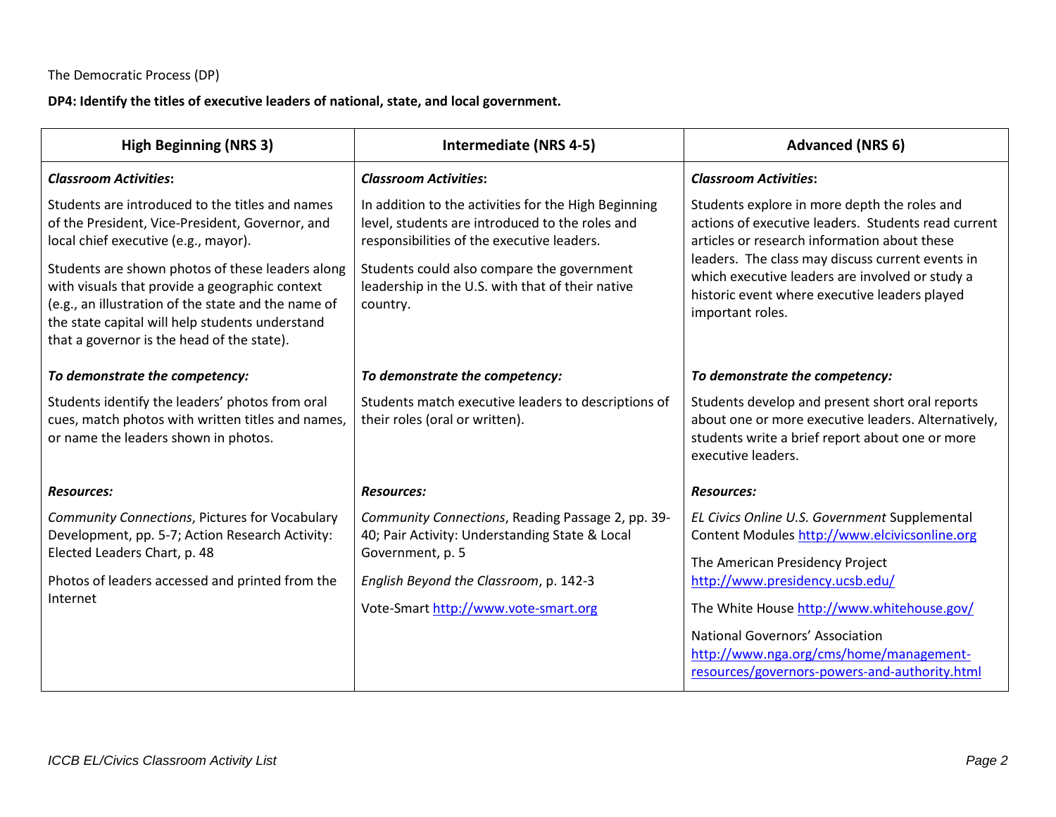The Democratic Process (DP)

**DP4: Identify the titles of executive leaders of national, state, and local government.**

| High Beginning (NRS 3) | Intermediate (NRS 4-5) | Advanced (NRS 6) |
|---|---|---|
| ***Classroom Activities*:** | ***Classroom Activities*:** | ***Classroom Activities*:** |
| Students are introduced to the titles and names of the President, Vice-President, Governor, and local chief executive (e.g., mayor).<br><br>Students are shown photos of these leaders along with visuals that provide a geographic context (e.g., an illustration of the state and the name of the state capital will help students understand that a governor is the head of the state). | In addition to the activities for the High Beginning level, students are introduced to the roles and responsibilities of the executive leaders.<br><br>Students could also compare the government leadership in the U.S. with that of their native country. | Students explore in more depth the roles and actions of executive leaders. Students read current articles or research information about these leaders. The class may discuss current events in which executive leaders are involved or study a historic event where executive leaders played important roles. |
| ***To demonstrate the competency:*** | ***To demonstrate the competency:*** | ***To demonstrate the competency:*** |
| Students identify the leaders' photos from oral cues, match photos with written titles and names, or name the leaders shown in photos. | Students match executive leaders to descriptions of their roles (oral or written). | Students develop and present short oral reports about one or more executive leaders. Alternatively, students write a brief report about one or more executive leaders. |
| ***Resources:*** | ***Resources:*** | ***Resources:*** |
| *Community Connections*, Pictures for Vocabulary Development, pp. 5-7; Action Research Activity: Elected Leaders Chart, p. 48<br><br>Photos of leaders accessed and printed from the Internet | *Community Connections*, Reading Passage 2, pp. 39-40; Pair Activity: Understanding State & Local Government, p. 5<br><br>*English Beyond the Classroom*, p. 142-3<br><br>Vote-Smart http://www.vote-smart.org | *EL Civics Online U.S. Government* Supplemental Content Modules http://www.elcivicsonline.org<br><br>The American Presidency Project http://www.presidency.ucsb.edu/<br><br>The White House http://www.whitehouse.gov/<br><br>National Governors' Association http://www.nga.org/cms/home/management-resources/governors-powers-and-authority.html |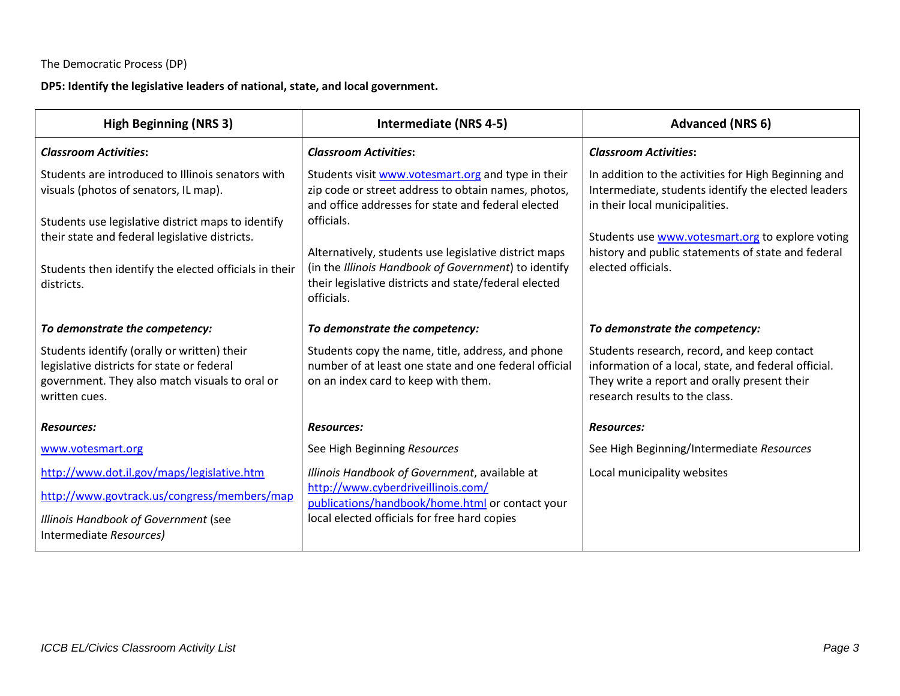The Democratic Process (DP)

**DP5: Identify the legislative leaders of national, state, and local government.**

| High Beginning (NRS 3) | Intermediate (NRS 4-5) | Advanced (NRS 6) |
|---|---|---|
| ***Classroom Activities*:** | ***Classroom Activities*:** | ***Classroom Activities*:** |
| Students are introduced to Illinois senators with visuals (photos of senators, IL map).<br><br>Students use legislative district maps to identify their state and federal legislative districts.<br><br>Students then identify the elected officials in their districts. | Students visit www.votesmart.org and type in their zip code or street address to obtain names, photos, and office addresses for state and federal elected officials.<br><br>Alternatively, students use legislative district maps (in the *Illinois Handbook of Government*) to identify their legislative districts and state/federal elected officials. | In addition to the activities for High Beginning and Intermediate, students identify the elected leaders in their local municipalities.<br><br>Students use www.votesmart.org to explore voting history and public statements of state and federal elected officials. |
| ***To demonstrate the competency:*** | ***To demonstrate the competency:*** | ***To demonstrate the competency:*** |
| Students identify (orally or written) their legislative districts for state or federal government. They also match visuals to oral or written cues. | Students copy the name, title, address, and phone number of at least one state and one federal official on an index card to keep with them. | Students research, record, and keep contact information of a local, state, and federal official. They write a report and orally present their research results to the class. |
| ***Resources:*** | ***Resources:*** | ***Resources:*** |
| www.votesmart.org<br><br>http://www.dot.il.gov/maps/legislative.htm<br><br>http://www.govtrack.us/congress/members/map<br><br>*Illinois Handbook of Government* (see Intermediate *Resources)* | See High Beginning *Resources*<br><br>*Illinois Handbook of Government*, available at http://www.cyberdriveillinois.com/publications/handbook/home.html or contact your local elected officials for free hard copies | See High Beginning/Intermediate *Resources*<br><br>Local municipality websites |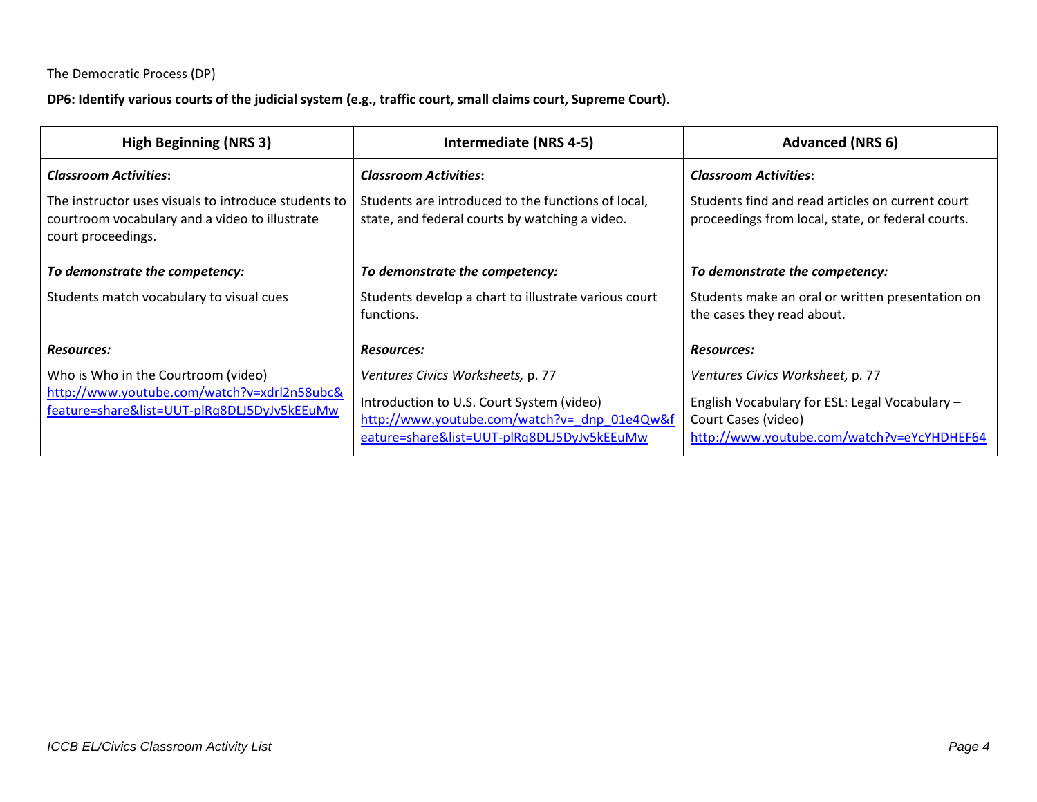The Democratic Process (DP)

**DP6: Identify various courts of the judicial system (e.g., traffic court, small claims court, Supreme Court).**

| High Beginning (NRS 3) | Intermediate (NRS 4-5) | Advanced (NRS 6) |
|---|---|---|
| ***Classroom Activities*:** | ***Classroom Activities*:** | ***Classroom Activities*:** |
| The instructor uses visuals to introduce students to courtroom vocabulary and a video to illustrate court proceedings. | Students are introduced to the functions of local, state, and federal courts by watching a video. | Students find and read articles on current court proceedings from local, state, or federal courts. |
| ***To demonstrate the competency:*** | ***To demonstrate the competency:*** | ***To demonstrate the competency:*** |
| Students match vocabulary to visual cues | Students develop a chart to illustrate various court functions. | Students make an oral or written presentation on the cases they read about. |
| ***Resources:*** | ***Resources:*** | ***Resources:*** |
| Who is Who in the Courtroom (video) http://www.youtube.com/watch?v=xdrl2n58ubc&feature=share&list=UUT-plRq8DLJ5DyJv5kEEuMw | *Ventures Civics Worksheets,* p. 77<br><br>Introduction to U.S. Court System (video) http://www.youtube.com/watch?v=_dnp_01e4Qw&feature=share&list=UUT-plRq8DLJ5DyJv5kEEuMw | *Ventures Civics Worksheet,* p. 77<br><br>English Vocabulary for ESL: Legal Vocabulary – Court Cases (video) http://www.youtube.com/watch?v=eYcYHDHEF64 |

*ICCB EL/Civics Classroom Activity List*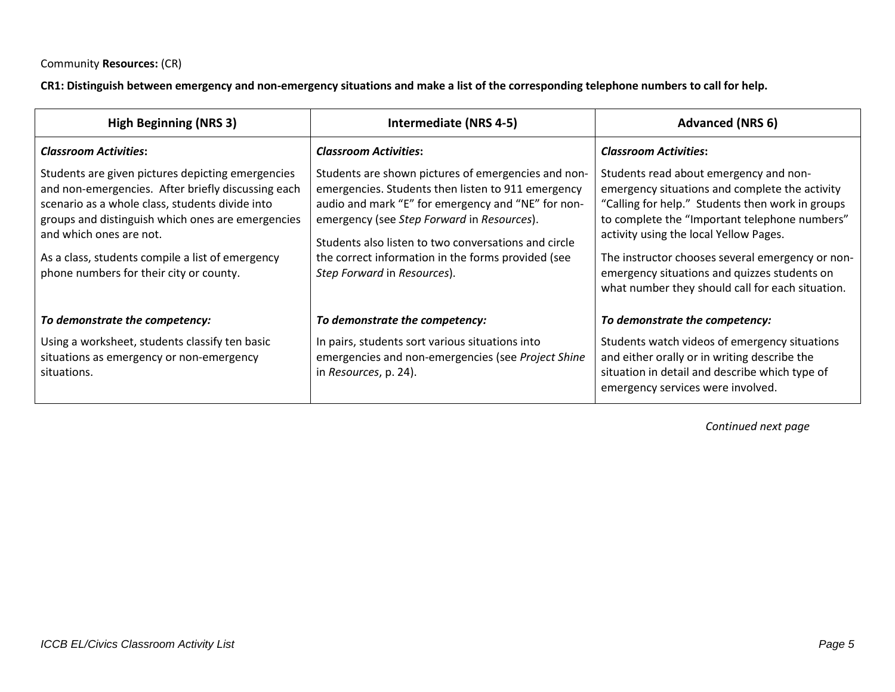Community **Resources:** (CR)

**CR1: Distinguish between emergency and non-emergency situations and make a list of the corresponding telephone numbers to call for help.**

| High Beginning (NRS 3) | Intermediate (NRS 4-5) | Advanced (NRS 6) |
|---|---|---|
| ***Classroom Activities*:**<br><br>Students are given pictures depicting emergencies and non-emergencies. After briefly discussing each scenario as a whole class, students divide into groups and distinguish which ones are emergencies and which ones are not.<br><br>As a class, students compile a list of emergency phone numbers for their city or county. | ***Classroom Activities*:**<br><br>Students are shown pictures of emergencies and non-emergencies. Students then listen to 911 emergency audio and mark "E" for emergency and "NE" for non-emergency (see *Step Forward* in *Resources*).<br><br>Students also listen to two conversations and circle the correct information in the forms provided (see *Step Forward* in *Resources*). | ***Classroom Activities*:**<br><br>Students read about emergency and non-emergency situations and complete the activity "Calling for help." Students then work in groups to complete the "Important telephone numbers" activity using the local Yellow Pages.<br><br>The instructor chooses several emergency or non-emergency situations and quizzes students on what number they should call for each situation. |
| ***To demonstrate the competency:***<br><br>Using a worksheet, students classify ten basic situations as emergency or non-emergency situations. | ***To demonstrate the competency:***<br><br>In pairs, students sort various situations into emergencies and non-emergencies (see *Project Shine* in *Resources*, p. 24). | ***To demonstrate the competency:***<br><br>Students watch videos of emergency situations and either orally or in writing describe the situation in detail and describe which type of emergency services were involved. |

*Continued next page*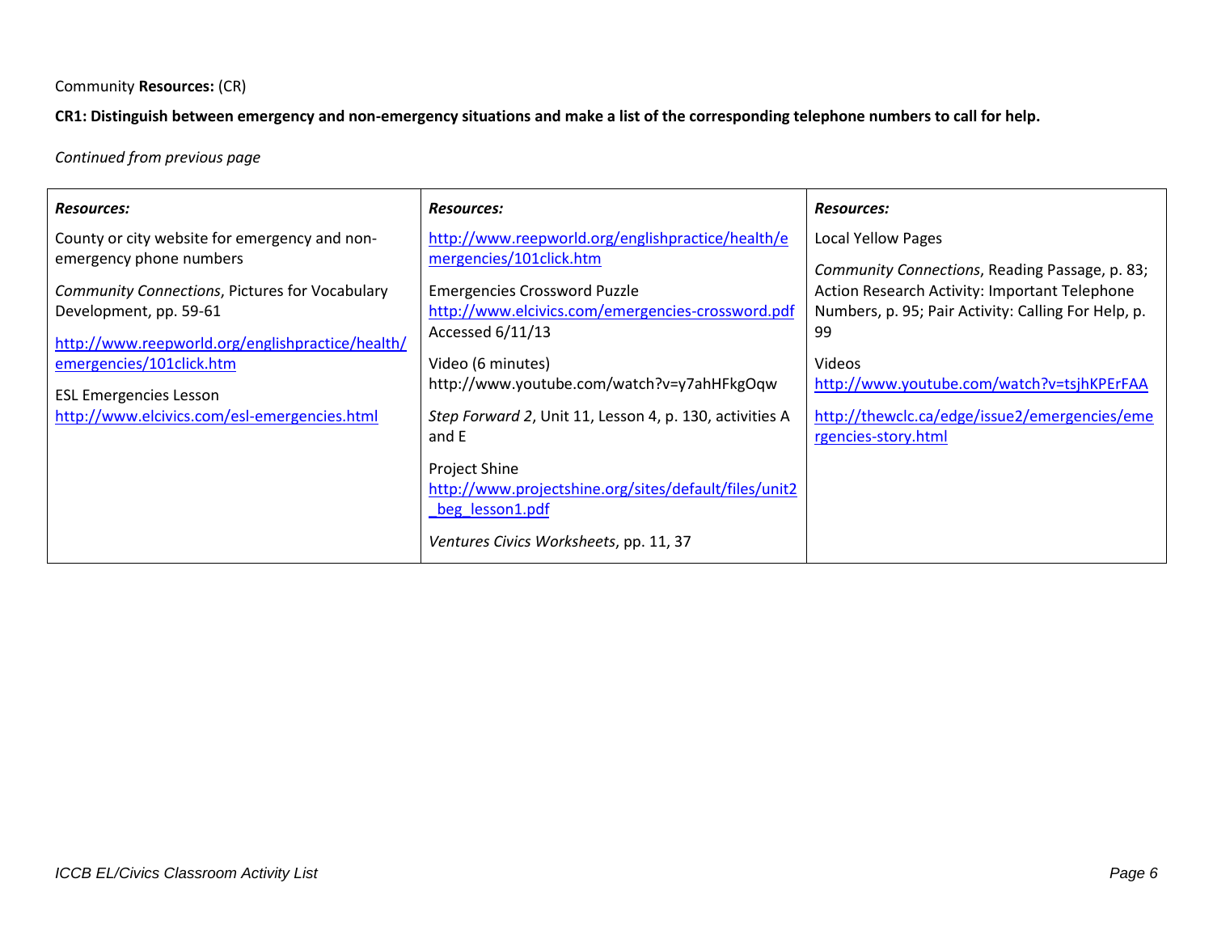Community **Resources:** (CR)

**CR1: Distinguish between emergency and non-emergency situations and make a list of the corresponding telephone numbers to call for help.**

*Continued from previous page*

| *Resources:* | *Resources:* | *Resources:* |
|---|---|---|
| County or city website for emergency and non-emergency phone numbers<br><br>*Community Connections*, Pictures for Vocabulary Development, pp. 59-61<br><br>http://www.reepworld.org/englishpractice/health/emergencies/101click.htm<br><br>ESL Emergencies Lesson http://www.elcivics.com/esl-emergencies.html | http://www.reepworld.org/englishpractice/health/emergencies/101click.htm<br><br>Emergencies Crossword Puzzle http://www.elcivics.com/emergencies-crossword.pdf Accessed 6/11/13<br><br>Video (6 minutes) http://www.youtube.com/watch?v=y7ahHFkgOqw<br><br>*Step Forward 2*, Unit 11, Lesson 4, p. 130, activities A and E<br><br>Project Shine http://www.projectshine.org/sites/default/files/unit2_beg_lesson1.pdf<br><br>*Ventures Civics Worksheets*, pp. 11, 37 | Local Yellow Pages<br><br>*Community Connections*, Reading Passage, p. 83; Action Research Activity: Important Telephone Numbers, p. 95; Pair Activity: Calling For Help, p. 99<br><br>Videos http://www.youtube.com/watch?v=tsjhKPErFAA<br><br>http://thewclc.ca/edge/issue2/emergencies/emergencies-story.html |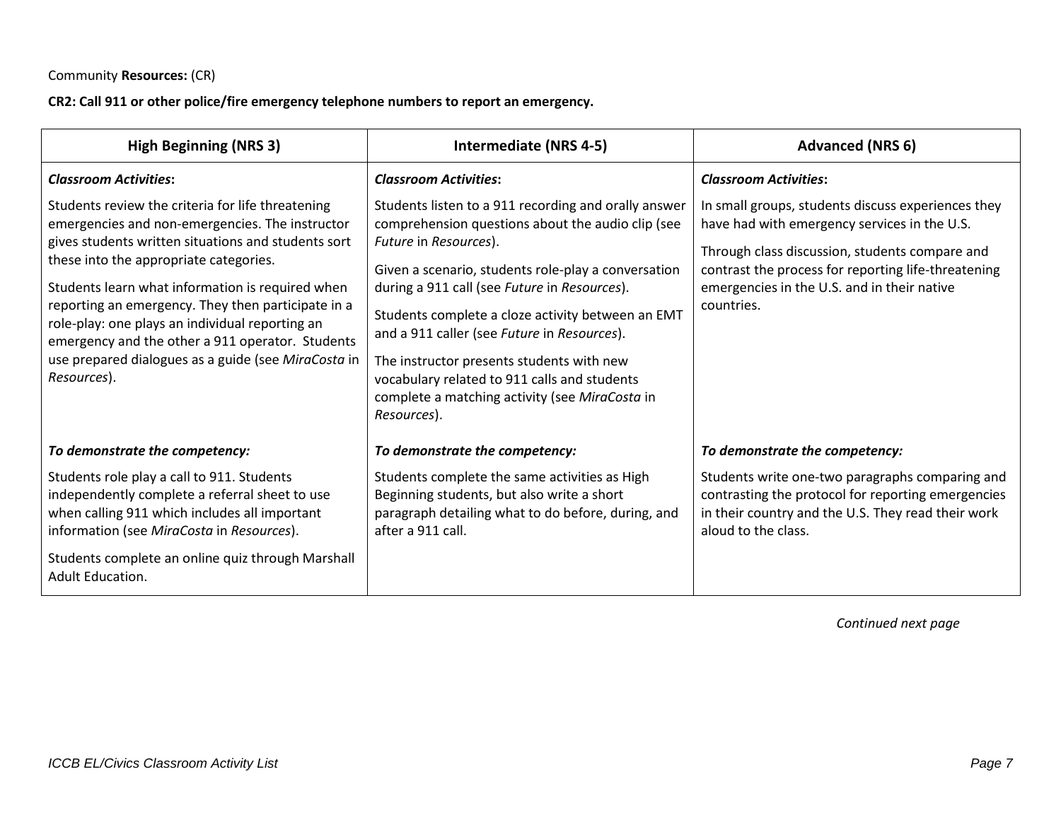Community **Resources:** (CR)

**CR2: Call 911 or other police/fire emergency telephone numbers to report an emergency.**

| High Beginning (NRS 3) | Intermediate (NRS 4-5) | Advanced (NRS 6) |
|---|---|---|
| ***Classroom Activities*:**<br><br>Students review the criteria for life threatening emergencies and non-emergencies. The instructor gives students written situations and students sort these into the appropriate categories.<br><br>Students learn what information is required when reporting an emergency. They then participate in a role-play: one plays an individual reporting an emergency and the other a 911 operator. Students use prepared dialogues as a guide (see *MiraCosta* in *Resources*). | ***Classroom Activities*:**<br><br>Students listen to a 911 recording and orally answer comprehension questions about the audio clip (see *Future* in *Resources*).<br><br>Given a scenario, students role-play a conversation during a 911 call (see *Future* in *Resources*).<br><br>Students complete a cloze activity between an EMT and a 911 caller (see *Future* in *Resources*).<br><br>The instructor presents students with new vocabulary related to 911 calls and students complete a matching activity (see *MiraCosta* in *Resources*). | ***Classroom Activities*:**<br><br>In small groups, students discuss experiences they have had with emergency services in the U.S.<br><br>Through class discussion, students compare and contrast the process for reporting life-threatening emergencies in the U.S. and in their native countries. |
| ***To demonstrate the competency:***<br><br>Students role play a call to 911. Students independently complete a referral sheet to use when calling 911 which includes all important information (see *MiraCosta* in *Resources*).<br><br>Students complete an online quiz through Marshall Adult Education. | ***To demonstrate the competency:***<br><br>Students complete the same activities as High Beginning students, but also write a short paragraph detailing what to do before, during, and after a 911 call. | ***To demonstrate the competency:***<br><br>Students write one-two paragraphs comparing and contrasting the protocol for reporting emergencies in their country and the U.S. They read their work aloud to the class. |

*Continued next page*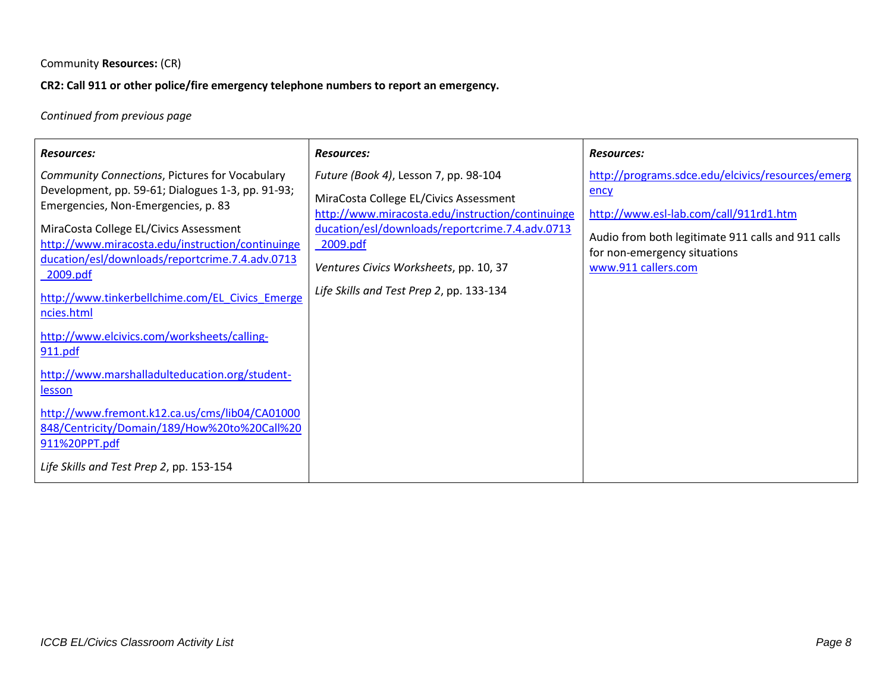Community **Resources:** (CR)

**CR2: Call 911 or other police/fire emergency telephone numbers to report an emergency.**

*Continued from previous page*

| ***Resources:*** | ***Resources:*** | ***Resources:*** |
|---|---|---|
| *Community Connections*, Pictures for Vocabulary Development, pp. 59-61; Dialogues 1-3, pp. 91-93; Emergencies, Non-Emergencies, p. 83<br><br>MiraCosta College EL/Civics Assessment http://www.miracosta.edu/instruction/continuingeducation/esl/downloads/reportcrime.7.4.adv.0713_2009.pdf<br><br>http://www.tinkerbellchime.com/EL_Civics_Emergencies.html<br><br>http://www.elcivics.com/worksheets/calling-911.pdf<br><br>http://www.marshalladulteducation.org/student-lesson<br><br>http://www.fremont.k12.ca.us/cms/lib04/CA01000848/Centricity/Domain/189/How%20to%20Call%20911%20PPT.pdf<br><br>*Life Skills and Test Prep 2*, pp. 153-154 | *Future (Book 4)*, Lesson 7, pp. 98-104<br><br>MiraCosta College EL/Civics Assessment http://www.miracosta.edu/instruction/continuingeducation/esl/downloads/reportcrime.7.4.adv.0713_2009.pdf<br><br>*Ventures Civics Worksheets*, pp. 10, 37<br><br>*Life Skills and Test Prep 2*, pp. 133-134 | http://programs.sdce.edu/elcivics/resources/emergency<br><br>http://www.esl-lab.com/call/911rd1.htm<br><br>Audio from both legitimate 911 calls and 911 calls for non-emergency situations www.911 callers.com |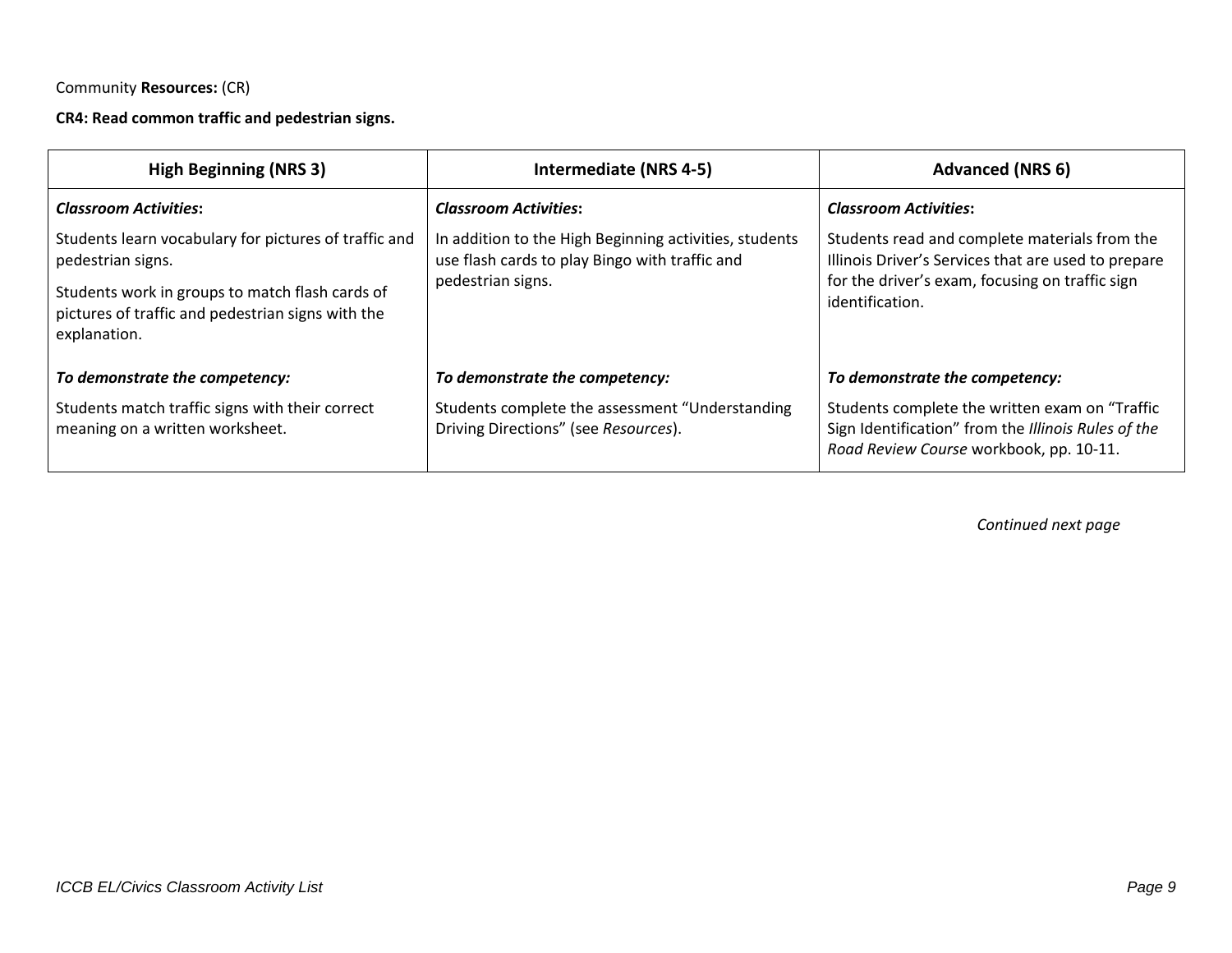Community **Resources:** (CR)

**CR4: Read common traffic and pedestrian signs.**

| High Beginning (NRS 3) | Intermediate (NRS 4-5) | Advanced (NRS 6) |
|---|---|---|
| ***Classroom Activities*:** | ***Classroom Activities*:** | ***Classroom Activities*:** |
| Students learn vocabulary for pictures of traffic and pedestrian signs.<br><br>Students work in groups to match flash cards of pictures of traffic and pedestrian signs with the explanation. | In addition to the High Beginning activities, students use flash cards to play Bingo with traffic and pedestrian signs. | Students read and complete materials from the Illinois Driver's Services that are used to prepare for the driver's exam, focusing on traffic sign identification. |
| ***To demonstrate the competency:*** | ***To demonstrate the competency:*** | ***To demonstrate the competency:*** |
| Students match traffic signs with their correct meaning on a written worksheet. | Students complete the assessment "Understanding Driving Directions" (see *Resources*). | Students complete the written exam on "Traffic Sign Identification" from the *Illinois Rules of the Road Review Course* workbook, pp. 10-11. |

*Continued next page*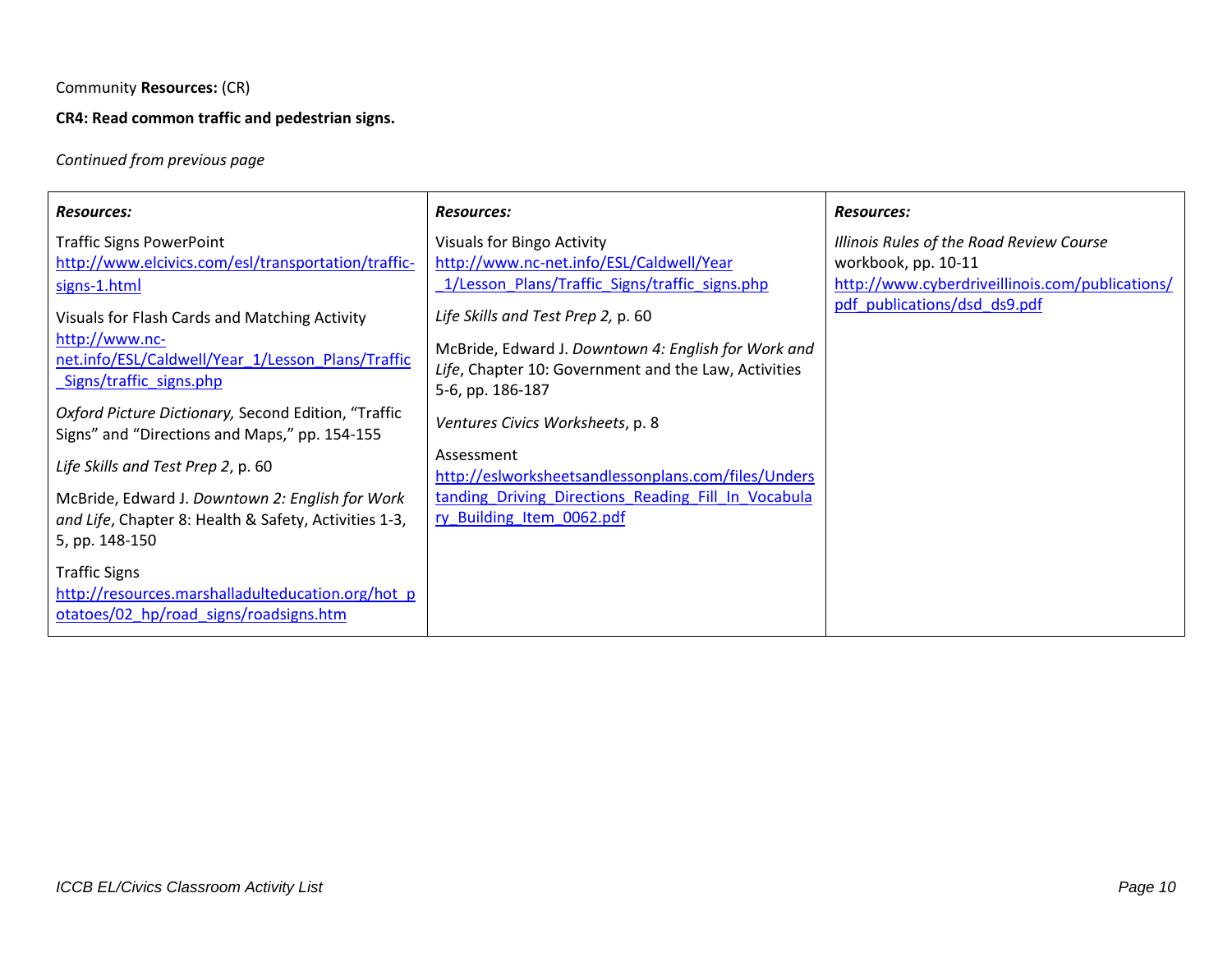Community **Resources:** (CR)

**CR4: Read common traffic and pedestrian signs.**

*Continued from previous page*

| ***Resources:*** | ***Resources:*** | ***Resources:*** |
|---|---|---|
| Traffic Signs PowerPoint http://www.elcivics.com/esl/transportation/traffic-signs-1.html<br><br>Visuals for Flash Cards and Matching Activity http://www.nc-net.info/ESL/Caldwell/Year_1/Lesson_Plans/Traffic_Signs/traffic_signs.php<br><br>*Oxford Picture Dictionary,* Second Edition, "Traffic Signs" and "Directions and Maps," pp. 154-155<br><br>*Life Skills and Test Prep 2*, p. 60<br><br>McBride, Edward J. *Downtown 2: English for Work and Life*, Chapter 8: Health & Safety, Activities 1-3, 5, pp. 148-150<br><br>Traffic Signs http://resources.marshalladulteducation.org/hot_potatoes/02_hp/road_signs/roadsigns.htm | Visuals for Bingo Activity http://www.nc-net.info/ESL/Caldwell/Year_1/Lesson_Plans/Traffic_Signs/traffic_signs.php<br><br>*Life Skills and Test Prep 2,* p. 60<br><br>McBride, Edward J. *Downtown 4: English for Work and Life*, Chapter 10: Government and the Law, Activities 5-6, pp. 186-187<br><br>*Ventures Civics Worksheets*, p. 8<br><br>Assessment http://eslworksheetsandlessonplans.com/files/Understanding_Driving_Directions_Reading_Fill_In_Vocabulary_Building_Item_0062.pdf | *Illinois Rules of the Road Review Course* workbook, pp. 10-11 http://www.cyberdriveillinois.com/publications/pdf_publications/dsd_ds9.pdf |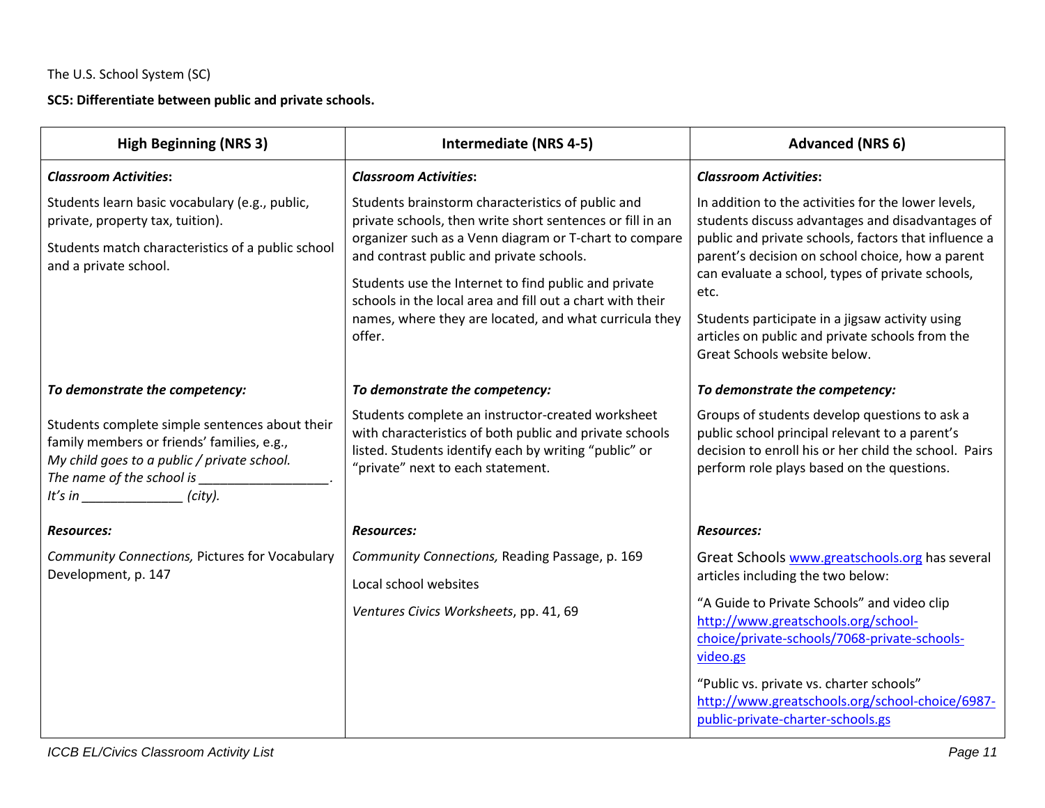The U.S. School System (SC)

**SC5: Differentiate between public and private schools.**

| High Beginning (NRS 3) | Intermediate (NRS 4-5) | Advanced (NRS 6) |
|---|---|---|
| ***Classroom Activities*:** <br> Students learn basic vocabulary (e.g., public, private, property tax, tuition). <br> Students match characteristics of a public school and a private school. | ***Classroom Activities*:** <br> Students brainstorm characteristics of public and private schools, then write short sentences or fill in an organizer such as a Venn diagram or T-chart to compare and contrast public and private schools. <br> Students use the Internet to find public and private schools in the local area and fill out a chart with their names, where they are located, and what curricula they offer. | ***Classroom Activities*:** <br> In addition to the activities for the lower levels, students discuss advantages and disadvantages of public and private schools, factors that influence a parent's decision on school choice, how a parent can evaluate a school, types of private schools, etc. <br> Students participate in a jigsaw activity using articles on public and private schools from the Great Schools website below. |
| ***To demonstrate the competency:*** <br> Students complete simple sentences about their family members or friends' families, e.g., <br> *My child goes to a public / private school.* <br> *The name of the school is __________________.* <br> *It's in ______________ (city).* | ***To demonstrate the competency:*** <br> Students complete an instructor-created worksheet with characteristics of both public and private schools listed. Students identify each by writing "public" or "private" next to each statement. | ***To demonstrate the competency:*** <br> Groups of students develop questions to ask a public school principal relevant to a parent's decision to enroll his or her child the school. Pairs perform role plays based on the questions. |
| ***Resources:*** <br> *Community Connections,* Pictures for Vocabulary Development, p. 147 | ***Resources:*** <br> *Community Connections,* Reading Passage, p. 169 <br> Local school websites <br> *Ventures Civics Worksheets*, pp. 41, 69 | ***Resources:*** <br> Great Schools www.greatschools.org has several articles including the two below: <br> "A Guide to Private Schools" and video clip http://www.greatschools.org/school-choice/private-schools/7068-private-schools-video.gs <br> "Public vs. private vs. charter schools" http://www.greatschools.org/school-choice/6987-public-private-charter-schools.gs |

*ICCB EL/Civics Classroom Activity List*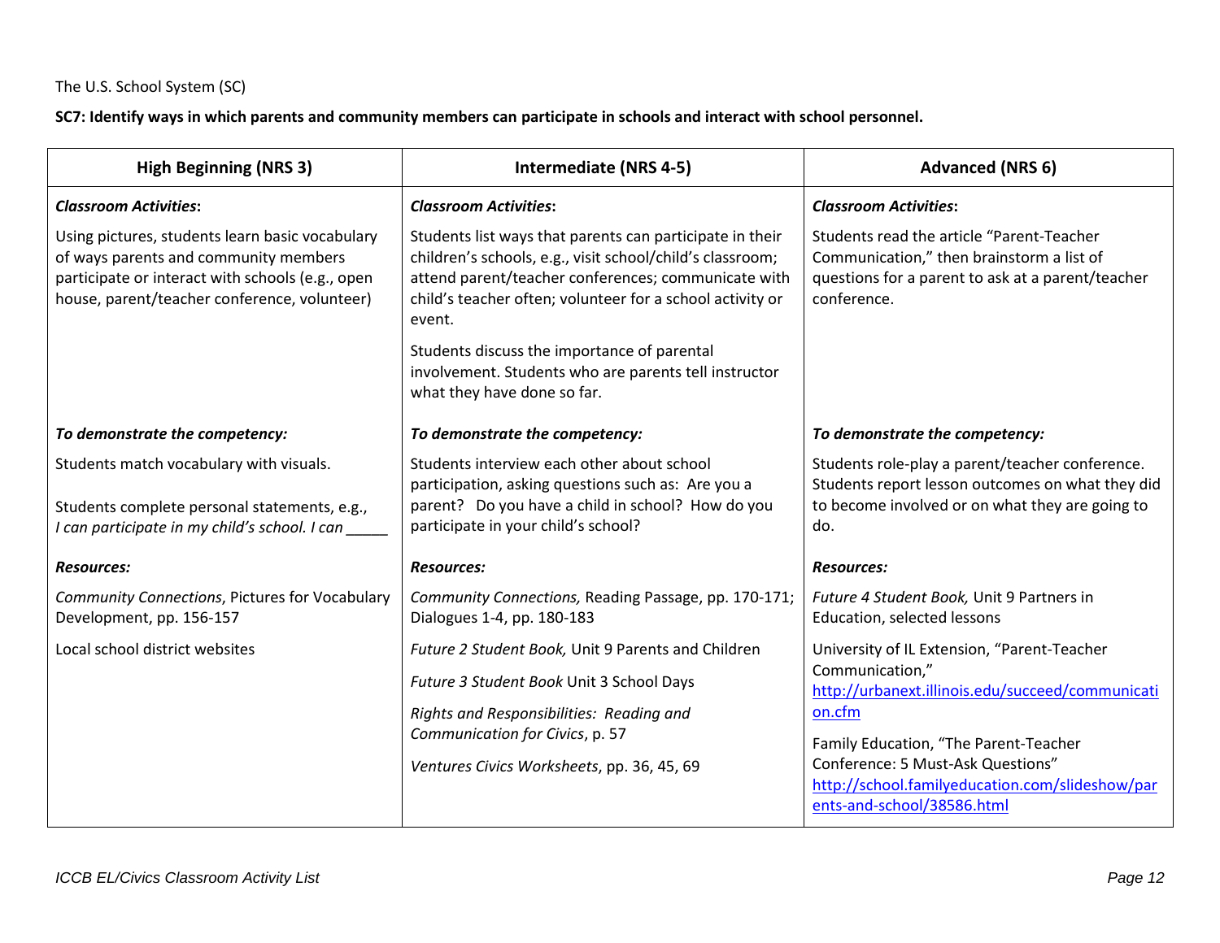The U.S. School System (SC)

**SC7: Identify ways in which parents and community members can participate in schools and interact with school personnel.**

| High Beginning (NRS 3) | Intermediate (NRS 4-5) | Advanced (NRS 6) |
|---|---|---|
| ***Classroom Activities*:**<br><br>Using pictures, students learn basic vocabulary of ways parents and community members participate or interact with schools (e.g., open house, parent/teacher conference, volunteer) | ***Classroom Activities*:**<br><br>Students list ways that parents can participate in their children's schools, e.g., visit school/child's classroom; attend parent/teacher conferences; communicate with child's teacher often; volunteer for a school activity or event.<br><br>Students discuss the importance of parental involvement. Students who are parents tell instructor what they have done so far. | ***Classroom Activities*:**<br><br>Students read the article "Parent-Teacher Communication," then brainstorm a list of questions for a parent to ask at a parent/teacher conference. |
| ***To demonstrate the competency:***<br><br>Students match vocabulary with visuals.<br><br>Students complete personal statements, e.g., *I can participate in my child's school. I can \_\_\_\_\_* | ***To demonstrate the competency:***<br><br>Students interview each other about school participation, asking questions such as: Are you a parent? Do you have a child in school? How do you participate in your child's school? | ***To demonstrate the competency:***<br><br>Students role-play a parent/teacher conference. Students report lesson outcomes on what they did to become involved or on what they are going to do. |
| ***Resources:***<br><br>*Community Connections*, Pictures for Vocabulary Development, pp. 156-157<br><br>Local school district websites | ***Resources:***<br><br>*Community Connections,* Reading Passage, pp. 170-171; Dialogues 1-4, pp. 180-183<br><br>*Future 2 Student Book,* Unit 9 Parents and Children<br><br>*Future 3 Student Book* Unit 3 School Days<br><br>*Rights and Responsibilities: Reading and Communication for Civics*, p. 57<br><br>*Ventures Civics Worksheets*, pp. 36, 45, 69 | ***Resources:***<br><br>*Future 4 Student Book,* Unit 9 Partners in Education, selected lessons<br><br>University of IL Extension, "Parent-Teacher Communication," http://urbanext.illinois.edu/succeed/communication.cfm<br><br>Family Education, "The Parent-Teacher Conference: 5 Must-Ask Questions" http://school.familyeducation.com/slideshow/parents-and-school/38586.html |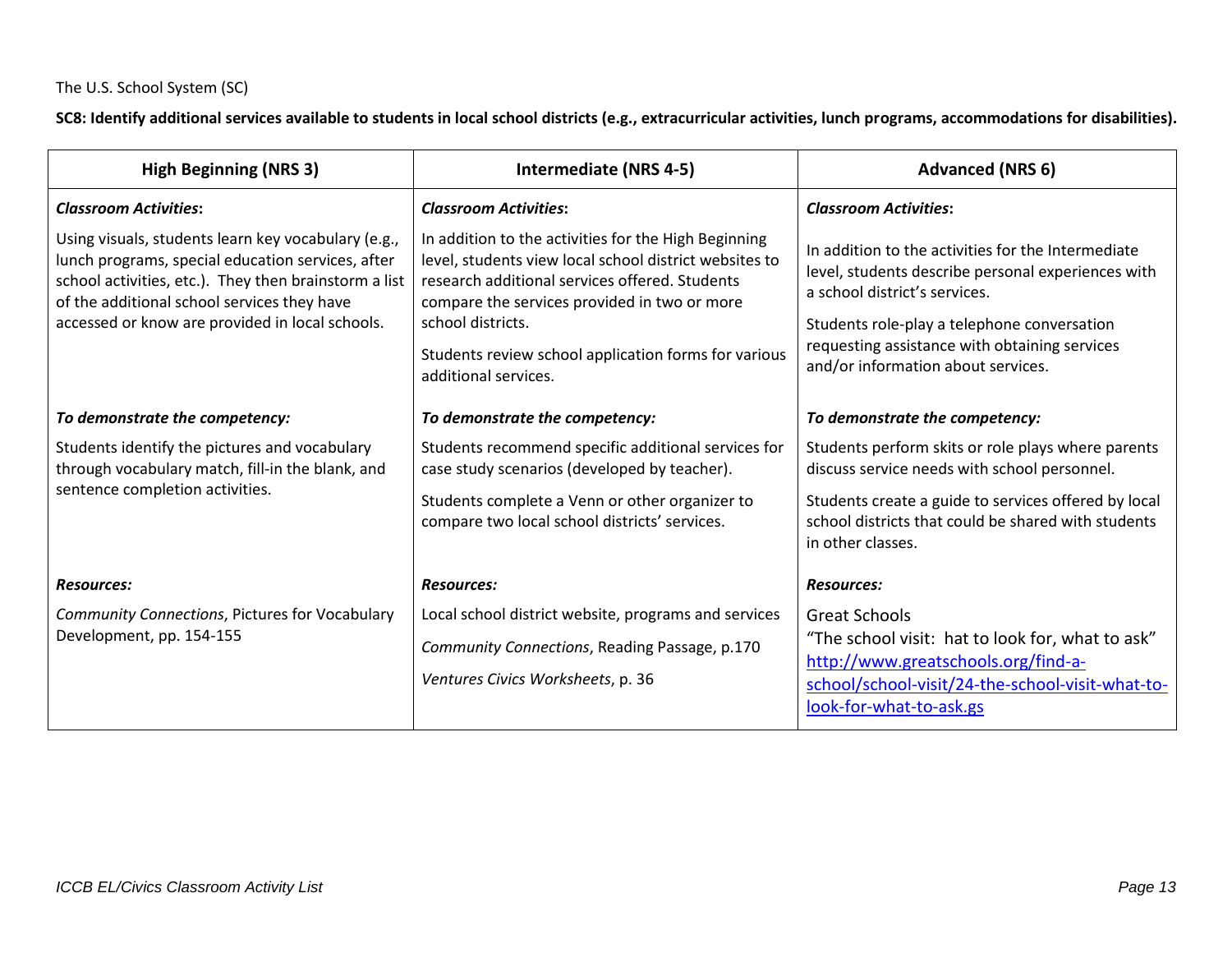The U.S. School System (SC)

**SC8: Identify additional services available to students in local school districts (e.g., extracurricular activities, lunch programs, accommodations for disabilities).**

| High Beginning (NRS 3) | Intermediate (NRS 4-5) | Advanced (NRS 6) |
|---|---|---|
| ***Classroom Activities*:**<br><br>Using visuals, students learn key vocabulary (e.g., lunch programs, special education services, after school activities, etc.). They then brainstorm a list of the additional school services they have accessed or know are provided in local schools. | ***Classroom Activities*:**<br><br>In addition to the activities for the High Beginning level, students view local school district websites to research additional services offered. Students compare the services provided in two or more school districts.<br><br>Students review school application forms for various additional services. | ***Classroom Activities*:**<br><br>In addition to the activities for the Intermediate level, students describe personal experiences with a school district's services.<br><br>Students role-play a telephone conversation requesting assistance with obtaining services and/or information about services. |
| ***To demonstrate the competency:***<br><br>Students identify the pictures and vocabulary through vocabulary match, fill-in the blank, and sentence completion activities. | ***To demonstrate the competency:***<br><br>Students recommend specific additional services for case study scenarios (developed by teacher).<br><br>Students complete a Venn or other organizer to compare two local school districts' services. | ***To demonstrate the competency:***<br><br>Students perform skits or role plays where parents discuss service needs with school personnel.<br><br>Students create a guide to services offered by local school districts that could be shared with students in other classes. |
| ***Resources:***<br><br>*Community Connections*, Pictures for Vocabulary Development, pp. 154-155 | ***Resources:***<br><br>Local school district website, programs and services<br><br>*Community Connections*, Reading Passage, p.170<br><br>*Ventures Civics Worksheets*, p. 36 | ***Resources:***<br><br>Great Schools<br>"The school visit: hat to look for, what to ask"<br>http://www.greatschools.org/find-a-school/school-visit/24-the-school-visit-what-to-look-for-what-to-ask.gs |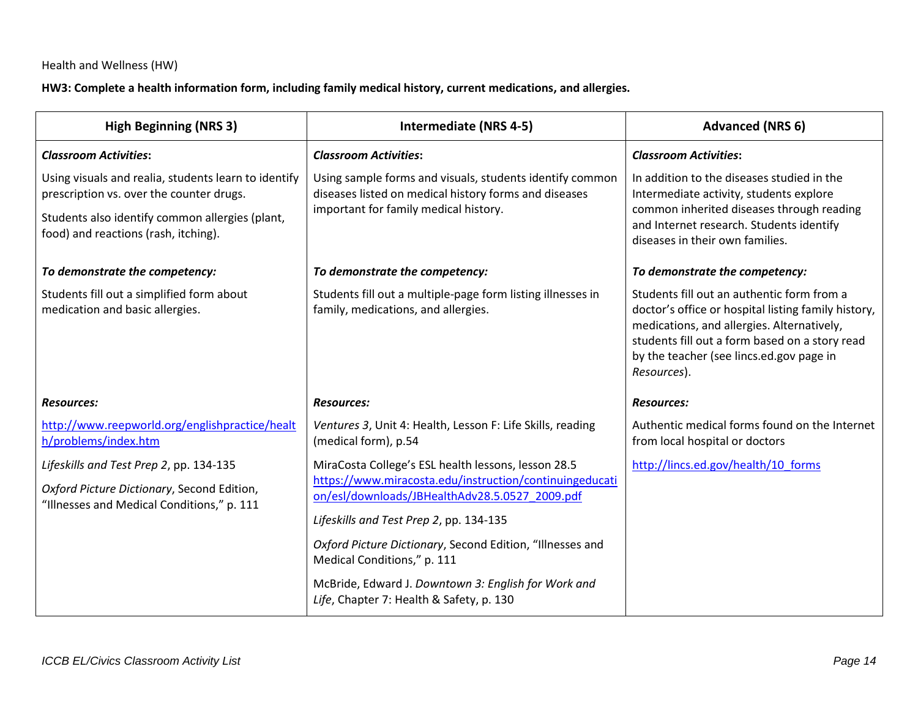Health and Wellness (HW)

**HW3: Complete a health information form, including family medical history, current medications, and allergies.**

| High Beginning (NRS 3) | Intermediate (NRS 4-5) | Advanced (NRS 6) |
| --- | --- | --- |
| ***Classroom Activities*:** | ***Classroom Activities*:** | ***Classroom Activities*:** |
| Using visuals and realia, students learn to identify prescription vs. over the counter drugs. <br> Students also identify common allergies (plant, food) and reactions (rash, itching). | Using sample forms and visuals, students identify common diseases listed on medical history forms and diseases important for family medical history. | In addition to the diseases studied in the Intermediate activity, students explore common inherited diseases through reading and Internet research. Students identify diseases in their own families. |
| ***To demonstrate the competency:*** | ***To demonstrate the competency:*** | ***To demonstrate the competency:*** |
| Students fill out a simplified form about medication and basic allergies. | Students fill out a multiple-page form listing illnesses in family, medications, and allergies. | Students fill out an authentic form from a doctor's office or hospital listing family history, medications, and allergies. Alternatively, students fill out a form based on a story read by the teacher (see lincs.ed.gov page in *Resources*). |
| ***Resources:*** | ***Resources:*** | ***Resources:*** |
| http://www.reepworld.org/englishpractice/health/problems/index.htm <br> *Lifeskills and Test Prep 2*, pp. 134-135 <br> *Oxford Picture Dictionary*, Second Edition, "Illnesses and Medical Conditions," p. 111 | *Ventures 3*, Unit 4: Health, Lesson F: Life Skills, reading (medical form), p.54 <br> MiraCosta College's ESL health lessons, lesson 28.5 https://www.miracosta.edu/instruction/continuingeducation/esl/downloads/JBHealthAdv28.5.0527_2009.pdf <br> *Lifeskills and Test Prep 2*, pp. 134-135 <br> *Oxford Picture Dictionary*, Second Edition, "Illnesses and Medical Conditions," p. 111 <br> McBride, Edward J. *Downtown 3: English for Work and Life*, Chapter 7: Health & Safety, p. 130 | Authentic medical forms found on the Internet from local hospital or doctors <br> http://lincs.ed.gov/health/10_forms |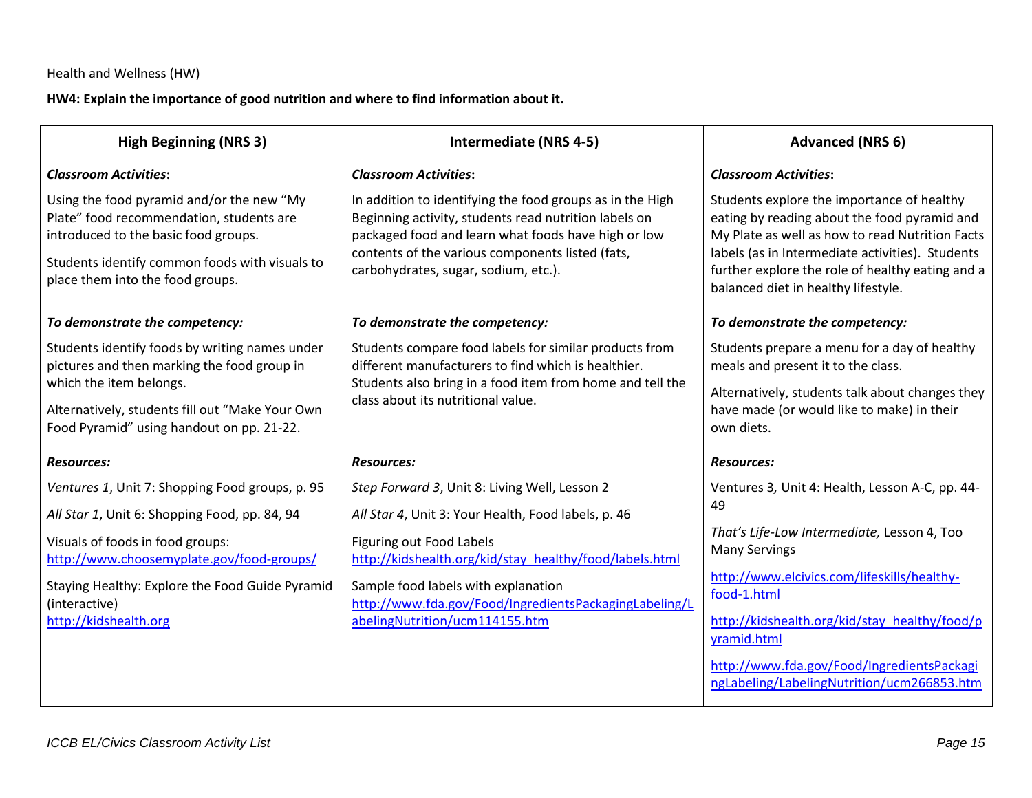Health and Wellness (HW)

**HW4: Explain the importance of good nutrition and where to find information about it.**

| High Beginning (NRS 3) | Intermediate (NRS 4-5) | Advanced (NRS 6) |
|---|---|---|
| ***Classroom Activities*:** | ***Classroom Activities*:** | ***Classroom Activities*:** |
| Using the food pyramid and/or the new "My Plate" food recommendation, students are introduced to the basic food groups.<br><br>Students identify common foods with visuals to place them into the food groups. | In addition to identifying the food groups as in the High Beginning activity, students read nutrition labels on packaged food and learn what foods have high or low contents of the various components listed (fats, carbohydrates, sugar, sodium, etc.). | Students explore the importance of healthy eating by reading about the food pyramid and My Plate as well as how to read Nutrition Facts labels (as in Intermediate activities). Students further explore the role of healthy eating and a balanced diet in healthy lifestyle. |
| ***To demonstrate the competency:*** | ***To demonstrate the competency:*** | ***To demonstrate the competency:*** |
| Students identify foods by writing names under pictures and then marking the food group in which the item belongs.<br><br>Alternatively, students fill out "Make Your Own Food Pyramid" using handout on pp. 21-22. | Students compare food labels for similar products from different manufacturers to find which is healthier. Students also bring in a food item from home and tell the class about its nutritional value. | Students prepare a menu for a day of healthy meals and present it to the class.<br><br>Alternatively, students talk about changes they have made (or would like to make) in their own diets. |
| ***Resources:*** | ***Resources:*** | ***Resources:*** |
| *Ventures 1*, Unit 7: Shopping Food groups, p. 95<br><br>*All Star 1*, Unit 6: Shopping Food, pp. 84, 94<br><br>Visuals of foods in food groups: http://www.choosemyplate.gov/food-groups/<br><br>Staying Healthy: Explore the Food Guide Pyramid (interactive) http://kidshealth.org | *Step Forward 3*, Unit 8: Living Well, Lesson 2<br><br>*All Star 4*, Unit 3: Your Health, Food labels, p. 46<br><br>Figuring out Food Labels http://kidshealth.org/kid/stay_healthy/food/labels.html<br><br>Sample food labels with explanation http://www.fda.gov/Food/IngredientsPackagingLabeling/LabelingNutrition/ucm114155.htm | Ventures 3, Unit 4: Health, Lesson A-C, pp. 44-49<br><br>*That's Life-Low Intermediate,* Lesson 4, Too Many Servings<br><br>http://www.elcivics.com/lifeskills/healthy-food-1.html<br><br>http://kidshealth.org/kid/stay_healthy/food/pyramid.html<br><br>http://www.fda.gov/Food/IngredientsPackagingLabeling/LabelingNutrition/ucm266853.htm |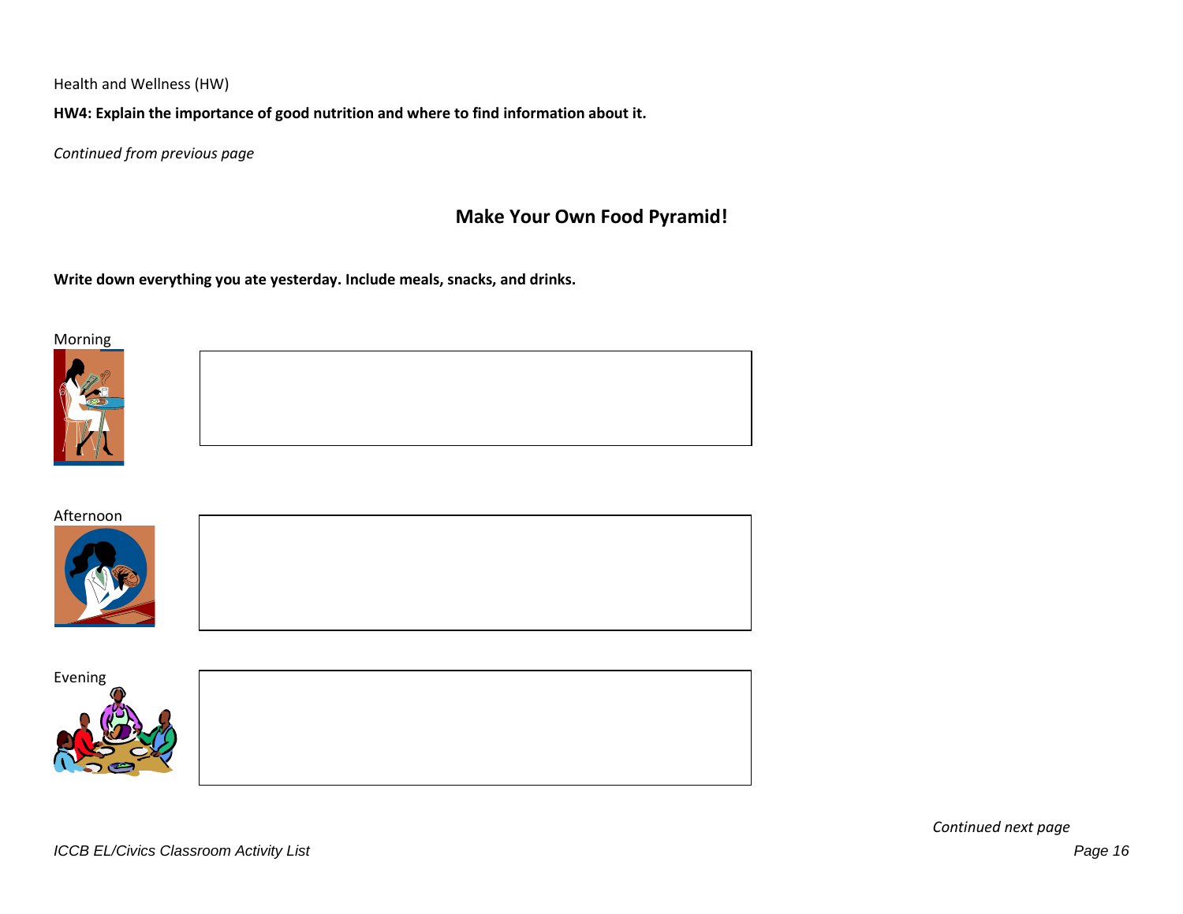Health and Wellness (HW)

**HW4: Explain the importance of good nutrition and where to find information about it.**

*Continued from previous page*

## Make Your Own Food Pyramid!

**Write down everything you ate yesterday. Include meals, snacks, and drinks.**

Morning

Afternoon

Evening

*Continued next page*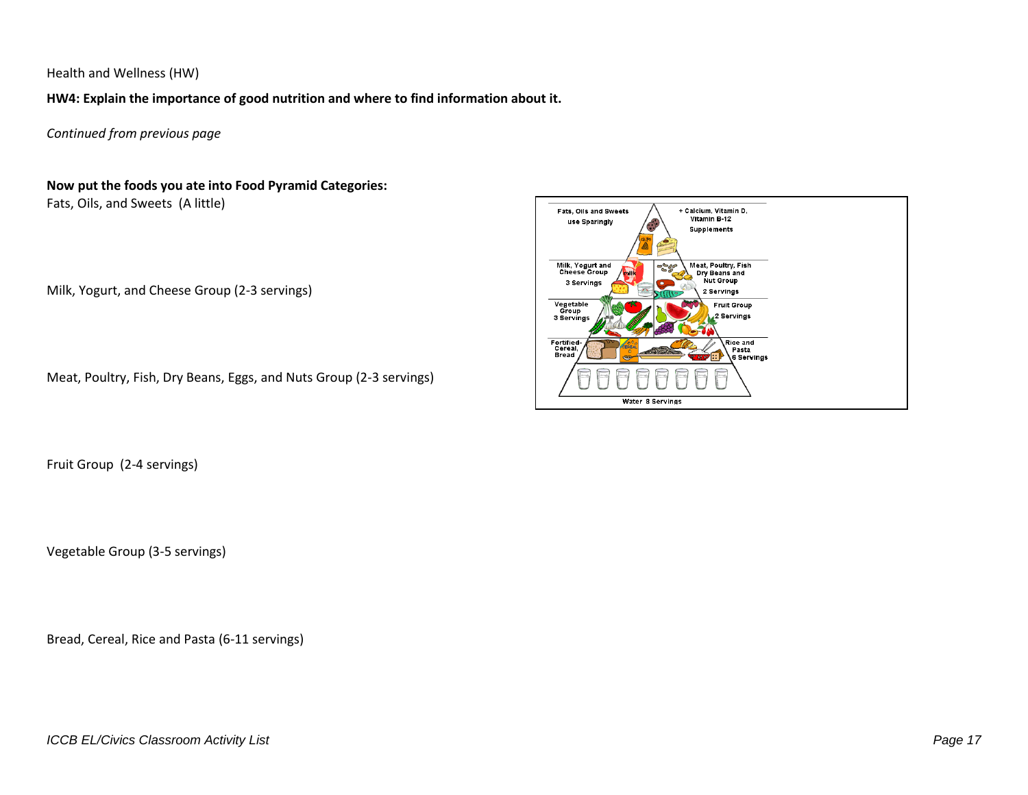Health and Wellness (HW)

**HW4: Explain the importance of good nutrition and where to find information about it.**

*Continued from previous page*

**Now put the foods you ate into Food Pyramid Categories:**

Fats, Oils, and Sweets (A little)

Milk, Yogurt, and Cheese Group (2-3 servings)

Meat, Poultry, Fish, Dry Beans, Eggs, and Nuts Group (2-3 servings)

Fruit Group (2-4 servings)

Vegetable Group (3-5 servings)

Bread, Cereal, Rice and Pasta (6-11 servings)

Fats, Oils and Sweets use Sparingly
+ Calcium, Vitamin D, Vitamin B-12 Supplements
Milk, Yogurt and Cheese Group 3 Servings
Meat, Poultry, Fish Dry Beans and Nut Group 2 Servings
Vegetable Group 3 Servings
Fruit Group 2 Servings
Fortified-Cereal, Bread
Rice and Pasta 6 Servings
Water 8 Servings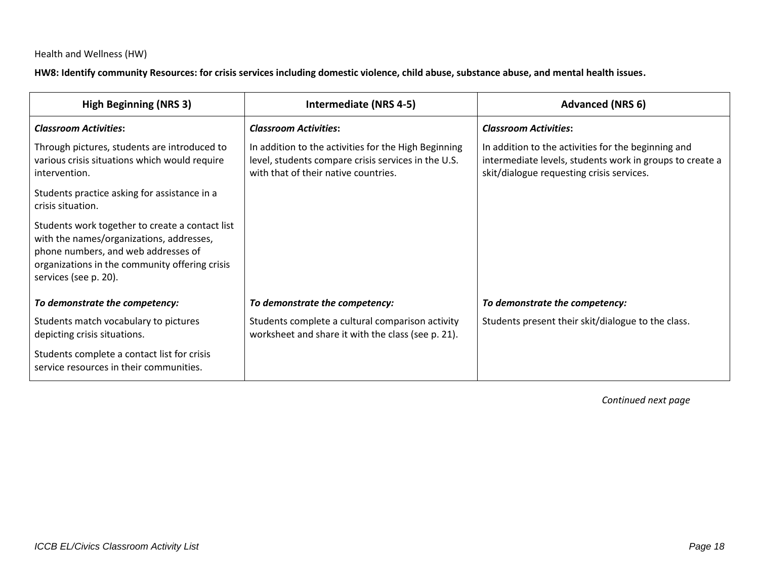Health and Wellness (HW)

**HW8: Identify community Resources: for crisis services including domestic violence, child abuse, substance abuse, and mental health issues.**

| High Beginning (NRS 3) | Intermediate (NRS 4-5) | Advanced (NRS 6) |
|---|---|---|
| ***Classroom Activities*:**<br><br>Through pictures, students are introduced to various crisis situations which would require intervention.<br><br>Students practice asking for assistance in a crisis situation.<br><br>Students work together to create a contact list with the names/organizations, addresses, phone numbers, and web addresses of organizations in the community offering crisis services (see p. 20). | ***Classroom Activities*:**<br><br>In addition to the activities for the High Beginning level, students compare crisis services in the U.S. with that of their native countries. | ***Classroom Activities*:**<br><br>In addition to the activities for the beginning and intermediate levels, students work in groups to create a skit/dialogue requesting crisis services. |
| ***To demonstrate the competency:***<br><br>Students match vocabulary to pictures depicting crisis situations.<br><br>Students complete a contact list for crisis service resources in their communities. | ***To demonstrate the competency:***<br><br>Students complete a cultural comparison activity worksheet and share it with the class (see p. 21). | ***To demonstrate the competency:***<br><br>Students present their skit/dialogue to the class. |

*Continued next page*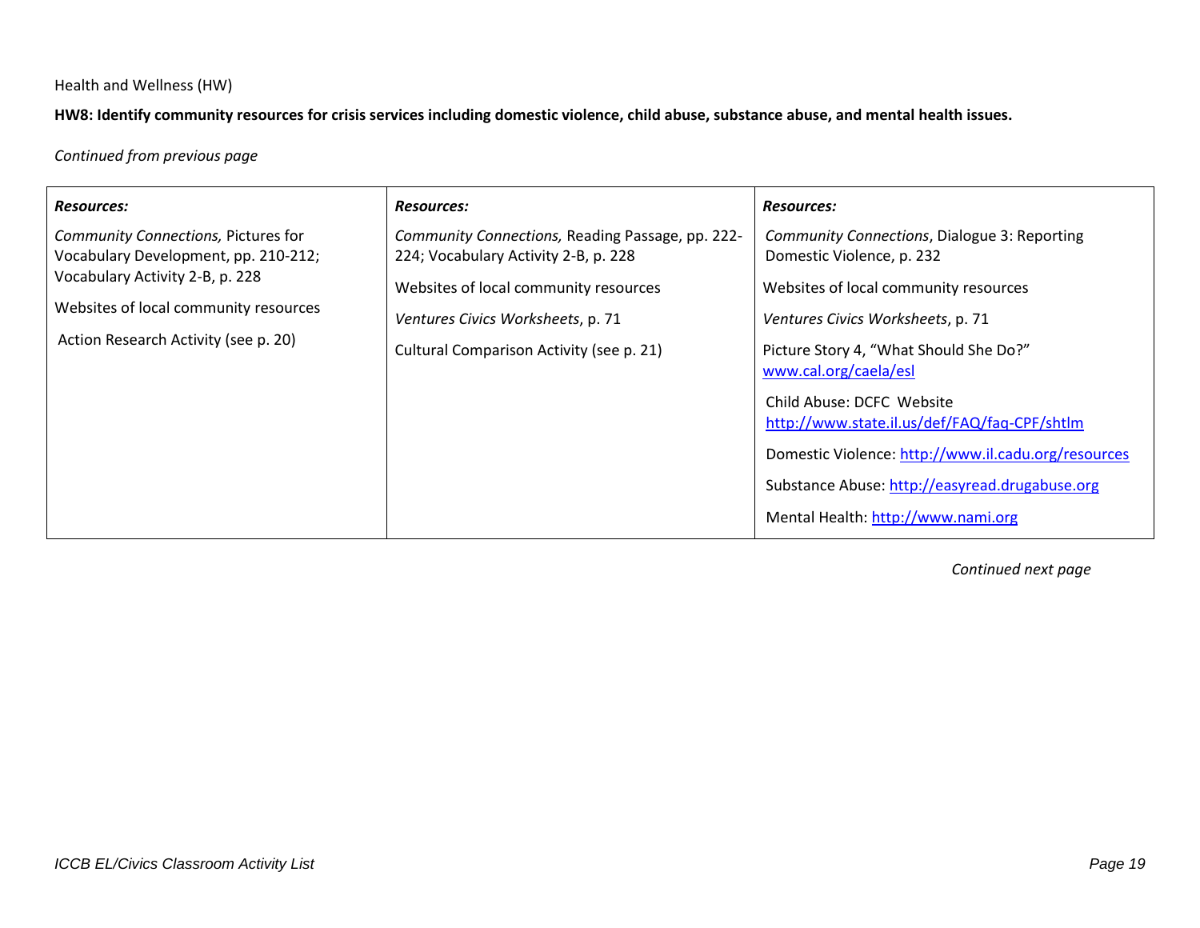Health and Wellness (HW)

**HW8: Identify community resources for crisis services including domestic violence, child abuse, substance abuse, and mental health issues.**

*Continued from previous page*

| | | |
|---|---|---|
| ***Resources:*** | ***Resources:*** | ***Resources:*** |
| *Community Connections,* Pictures for Vocabulary Development, pp. 210-212; Vocabulary Activity 2-B, p. 228<br><br>Websites of local community resources<br><br>Action Research Activity (see p. 20) | *Community Connections,* Reading Passage, pp. 222-224; Vocabulary Activity 2-B, p. 228<br><br>Websites of local community resources<br><br>*Ventures Civics Worksheets*, p. 71<br><br>Cultural Comparison Activity (see p. 21) | *Community Connections*, Dialogue 3: Reporting Domestic Violence, p. 232<br><br>Websites of local community resources<br><br>*Ventures Civics Worksheets*, p. 71<br><br>Picture Story 4, "What Should She Do?" www.cal.org/caela/esl<br><br>Child Abuse: DCFC Website http://www.state.il.us/def/FAQ/faq-CPF/shtlm<br><br>Domestic Violence: http://www.il.cadu.org/resources<br><br>Substance Abuse: http://easyread.drugabuse.org<br><br>Mental Health: http://www.nami.org |

*Continued next page*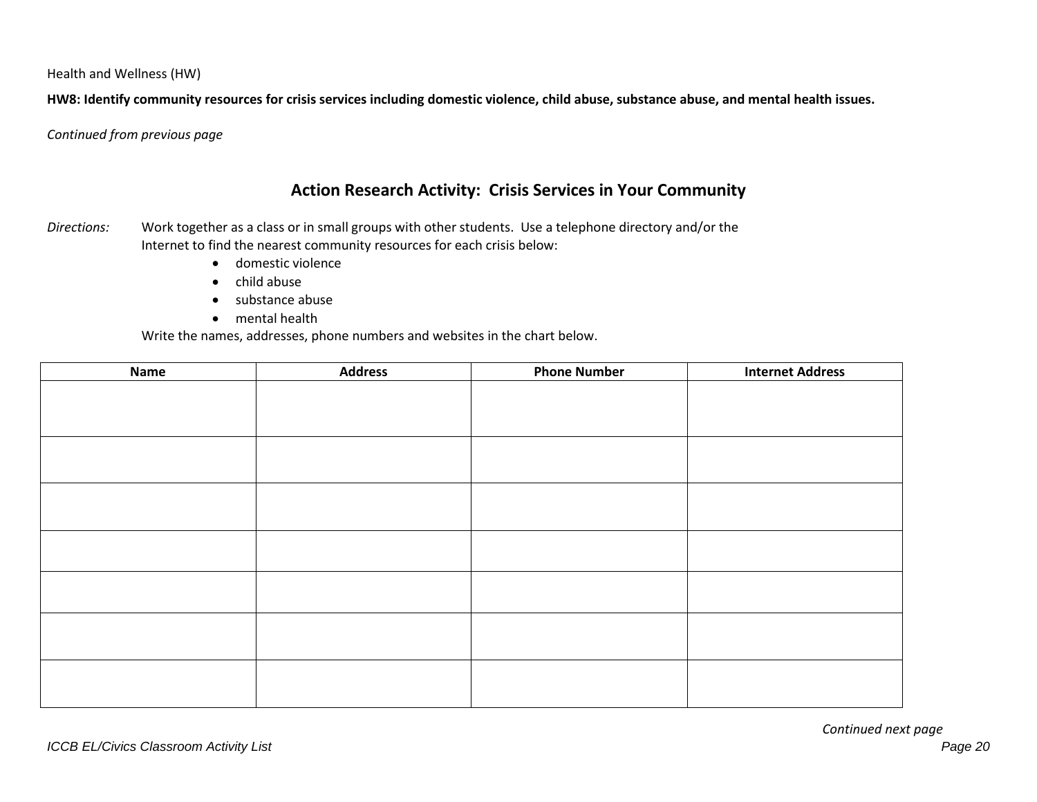Health and Wellness (HW)

**HW8: Identify community resources for crisis services including domestic violence, child abuse, substance abuse, and mental health issues.**

*Continued from previous page*

## Action Research Activity: Crisis Services in Your Community

*Directions:* Work together as a class or in small groups with other students. Use a telephone directory and/or the Internet to find the nearest community resources for each crisis below:

- domestic violence
- child abuse
- substance abuse
- mental health

Write the names, addresses, phone numbers and websites in the chart below.

| Name | Address | Phone Number | Internet Address |
| --- | --- | --- | --- |
| | | | |
| | | | |
| | | | |
| | | | |
| | | | |
| | | | |
| | | | |

*Continued next page*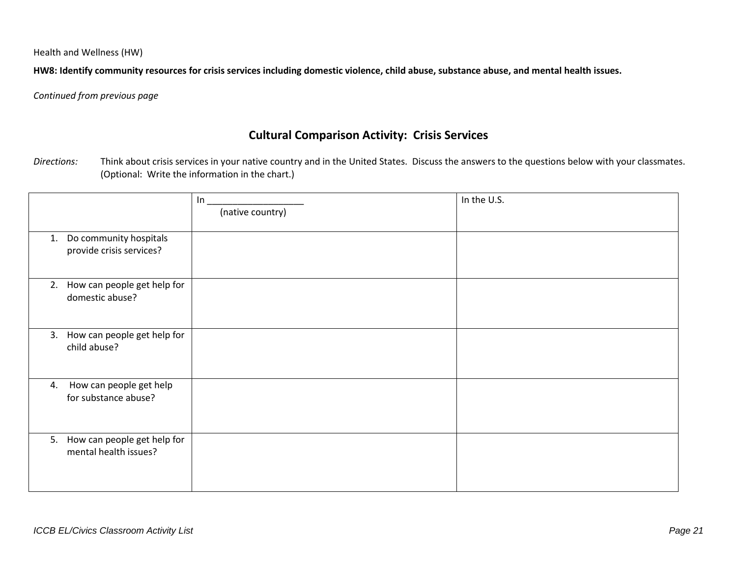Health and Wellness (HW)

**HW8: Identify community resources for crisis services including domestic violence, child abuse, substance abuse, and mental health issues.**

*Continued from previous page*

## Cultural Comparison Activity: Crisis Services

*Directions:* Think about crisis services in your native country and in the United States. Discuss the answers to the questions below with your classmates. (Optional: Write the information in the chart.)

| | In ___________________ (native country) | In the U.S. |
|---|---|---|
| 1. Do community hospitals provide crisis services? | | |
| 2. How can people get help for domestic abuse? | | |
| 3. How can people get help for child abuse? | | |
| 4. How can people get help for substance abuse? | | |
| 5. How can people get help for mental health issues? | | |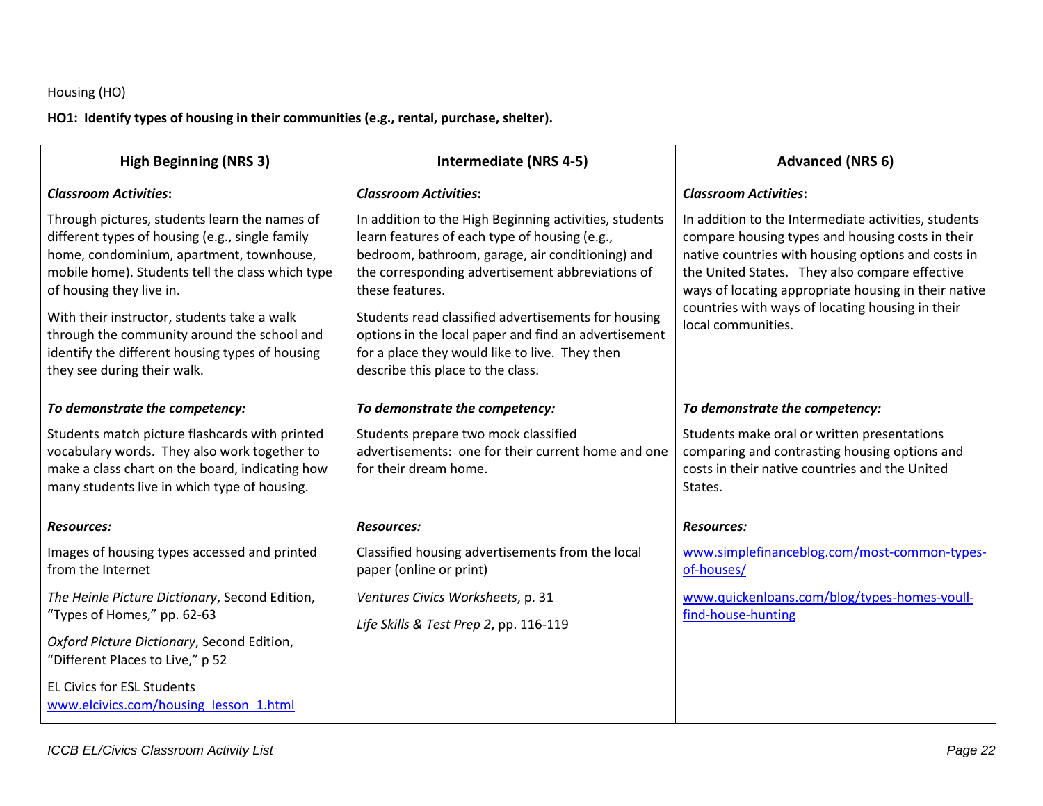Housing (HO)

**HO1: Identify types of housing in their communities (e.g., rental, purchase, shelter).**

| High Beginning (NRS 3) | Intermediate (NRS 4-5) | Advanced (NRS 6) |
|---|---|---|
| ***Classroom Activities*:** | ***Classroom Activities*:** | ***Classroom Activities*:** |
| Through pictures, students learn the names of different types of housing (e.g., single family home, condominium, apartment, townhouse, mobile home). Students tell the class which type of housing they live in.<br><br>With their instructor, students take a walk through the community around the school and identify the different housing types of housing they see during their walk. | In addition to the High Beginning activities, students learn features of each type of housing (e.g., bedroom, bathroom, garage, air conditioning) and the corresponding advertisement abbreviations of these features.<br><br>Students read classified advertisements for housing options in the local paper and find an advertisement for a place they would like to live. They then describe this place to the class. | In addition to the Intermediate activities, students compare housing types and housing costs in their native countries with housing options and costs in the United States. They also compare effective ways of locating appropriate housing in their native countries with ways of locating housing in their local communities. |
| ***To demonstrate the competency:*** | ***To demonstrate the competency:*** | ***To demonstrate the competency:*** |
| Students match picture flashcards with printed vocabulary words. They also work together to make a class chart on the board, indicating how many students live in which type of housing. | Students prepare two mock classified advertisements: one for their current home and one for their dream home. | Students make oral or written presentations comparing and contrasting housing options and costs in their native countries and the United States. |
| ***Resources:*** | ***Resources:*** | ***Resources:*** |
| Images of housing types accessed and printed from the Internet<br><br>*The Heinle Picture Dictionary*, Second Edition, "Types of Homes," pp. 62-63<br><br>*Oxford Picture Dictionary*, Second Edition, "Different Places to Live," p 52<br><br>EL Civics for ESL Students www.elcivics.com/housing_lesson_1.html | Classified housing advertisements from the local paper (online or print)<br><br>*Ventures Civics Worksheets*, p. 31<br><br>*Life Skills & Test Prep 2*, pp. 116-119 | www.simplefinanceblog.com/most-common-types-of-houses/<br><br>www.quickenloans.com/blog/types-homes-youll-find-house-hunting |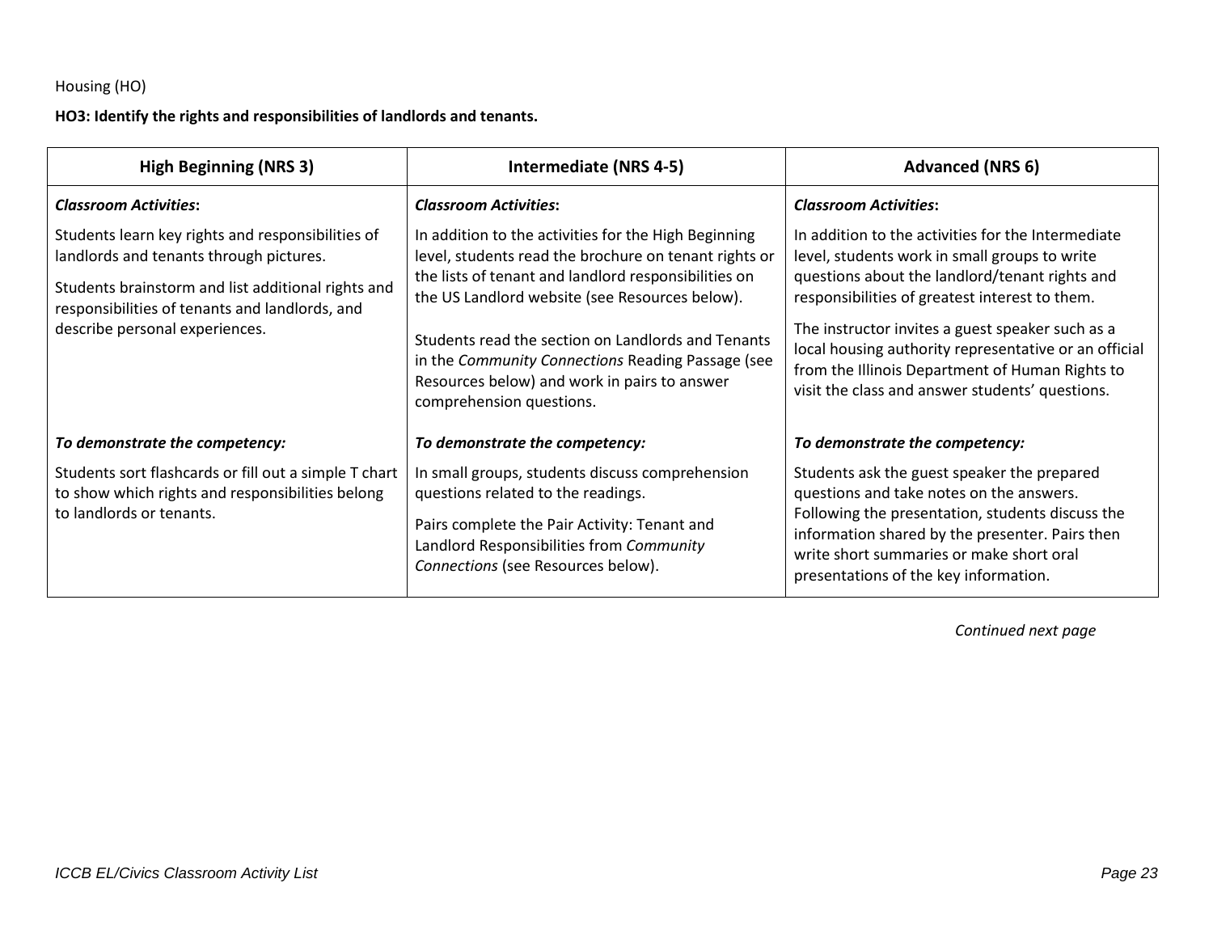Housing (HO)

**HO3: Identify the rights and responsibilities of landlords and tenants.**

| High Beginning (NRS 3) | Intermediate (NRS 4-5) | Advanced (NRS 6) |
|---|---|---|
| ***Classroom Activities*:** | ***Classroom Activities*:** | ***Classroom Activities*:** |
| Students learn key rights and responsibilities of landlords and tenants through pictures.<br><br>Students brainstorm and list additional rights and responsibilities of tenants and landlords, and describe personal experiences. | In addition to the activities for the High Beginning level, students read the brochure on tenant rights or the lists of tenant and landlord responsibilities on the US Landlord website (see Resources below).<br><br>Students read the section on Landlords and Tenants in the *Community Connections* Reading Passage (see Resources below) and work in pairs to answer comprehension questions. | In addition to the activities for the Intermediate level, students work in small groups to write questions about the landlord/tenant rights and responsibilities of greatest interest to them.<br><br>The instructor invites a guest speaker such as a local housing authority representative or an official from the Illinois Department of Human Rights to visit the class and answer students' questions. |
| ***To demonstrate the competency:*** | ***To demonstrate the competency:*** | ***To demonstrate the competency:*** |
| Students sort flashcards or fill out a simple T chart to show which rights and responsibilities belong to landlords or tenants. | In small groups, students discuss comprehension questions related to the readings.<br><br>Pairs complete the Pair Activity: Tenant and Landlord Responsibilities from *Community Connections* (see Resources below). | Students ask the guest speaker the prepared questions and take notes on the answers. Following the presentation, students discuss the information shared by the presenter. Pairs then write short summaries or make short oral presentations of the key information. |

*Continued next page*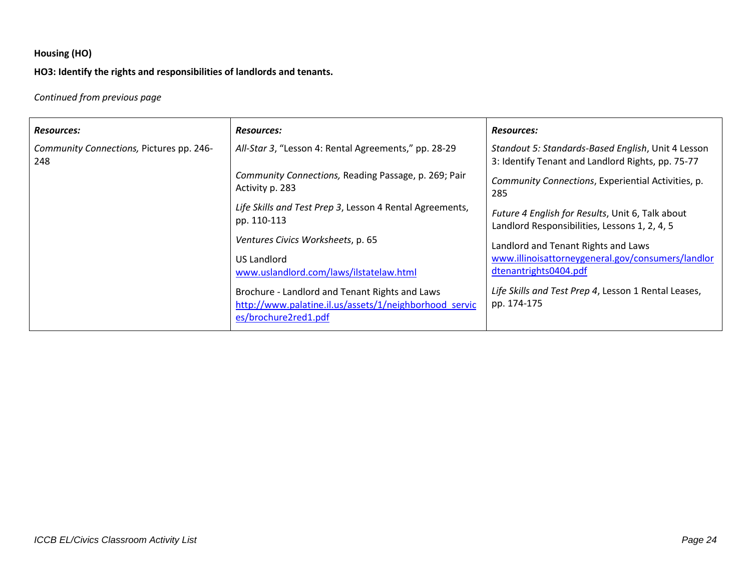**Housing (HO)**

**HO3: Identify the rights and responsibilities of landlords and tenants.**

*Continued from previous page*

| ***Resources:*** | ***Resources:*** | ***Resources:*** |
|---|---|---|
| *Community Connections,* Pictures pp. 246-248 | *All-Star 3*, "Lesson 4: Rental Agreements," pp. 28-29<br><br>*Community Connections,* Reading Passage, p. 269; Pair Activity p. 283<br><br>*Life Skills and Test Prep 3*, Lesson 4 Rental Agreements, pp. 110-113<br><br>*Ventures Civics Worksheets*, p. 65<br><br>US Landlord [www.uslandlord.com/laws/ilstatelaw.html](www.uslandlord.com/laws/ilstatelaw.html)<br><br>Brochure - Landlord and Tenant Rights and Laws [http://www.palatine.il.us/assets/1/neighborhood_services/brochure2red1.pdf](http://www.palatine.il.us/assets/1/neighborhood_services/brochure2red1.pdf) | *Standout 5: Standards-Based English*, Unit 4 Lesson 3: Identify Tenant and Landlord Rights, pp. 75-77<br><br>*Community Connections*, Experiential Activities, p. 285<br><br>*Future 4 English for Results*, Unit 6, Talk about Landlord Responsibilities, Lessons 1, 2, 4, 5<br><br>Landlord and Tenant Rights and Laws [www.illinoisattorneygeneral.gov/consumers/landlordtenantrights0404.pdf](www.illinoisattorneygeneral.gov/consumers/landlordtenantrights0404.pdf)<br><br>*Life Skills and Test Prep 4*, Lesson 1 Rental Leases, pp. 174-175 |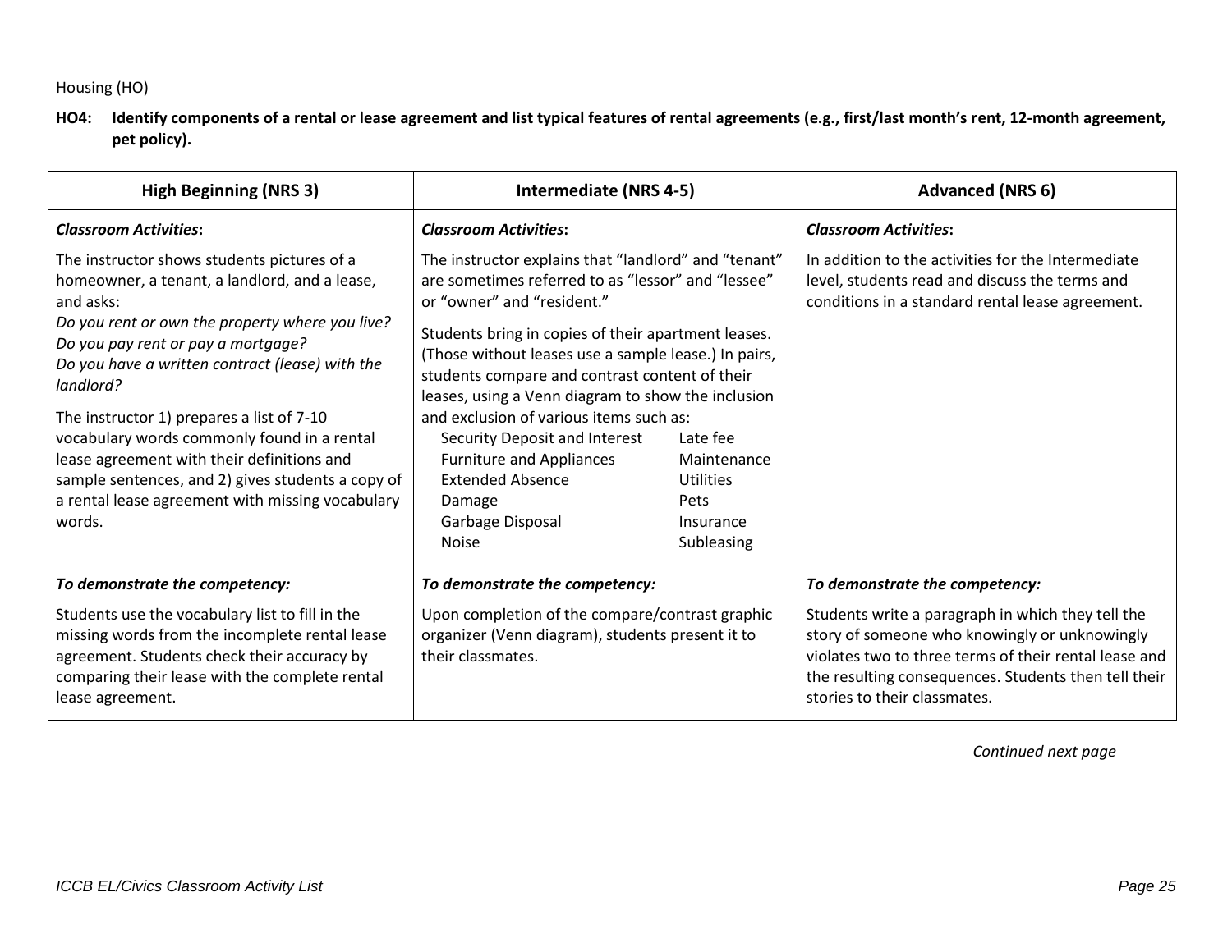Housing (HO)

**HO4: Identify components of a rental or lease agreement and list typical features of rental agreements (e.g., first/last month's rent, 12-month agreement, pet policy).**

| High Beginning (NRS 3) | Intermediate (NRS 4-5) | Advanced (NRS 6) |
|---|---|---|
| ***Classroom Activities*:**<br><br>The instructor shows students pictures of a homeowner, a tenant, a landlord, and a lease, and asks:<br>*Do you rent or own the property where you live?*<br>*Do you pay rent or pay a mortgage?*<br>*Do you have a written contract (lease) with the landlord?*<br><br>The instructor 1) prepares a list of 7-10 vocabulary words commonly found in a rental lease agreement with their definitions and sample sentences, and 2) gives students a copy of a rental lease agreement with missing vocabulary words. | ***Classroom Activities*:**<br><br>The instructor explains that "landlord" and "tenant" are sometimes referred to as "lessor" and "lessee" or "owner" and "resident."<br><br>Students bring in copies of their apartment leases. (Those without leases use a sample lease.) In pairs, students compare and contrast content of their leases, using a Venn diagram to show the inclusion and exclusion of various items such as:<br>Security Deposit and Interest — Late fee<br>Furniture and Appliances — Maintenance<br>Extended Absence — Utilities<br>Damage — Pets<br>Garbage Disposal — Insurance<br>Noise — Subleasing | ***Classroom Activities*:**<br><br>In addition to the activities for the Intermediate level, students read and discuss the terms and conditions in a standard rental lease agreement. |
| ***To demonstrate the competency:***<br><br>Students use the vocabulary list to fill in the missing words from the incomplete rental lease agreement. Students check their accuracy by comparing their lease with the complete rental lease agreement. | ***To demonstrate the competency:***<br><br>Upon completion of the compare/contrast graphic organizer (Venn diagram), students present it to their classmates. | ***To demonstrate the competency:***<br><br>Students write a paragraph in which they tell the story of someone who knowingly or unknowingly violates two to three terms of their rental lease and the resulting consequences. Students then tell their stories to their classmates. |

*Continued next page*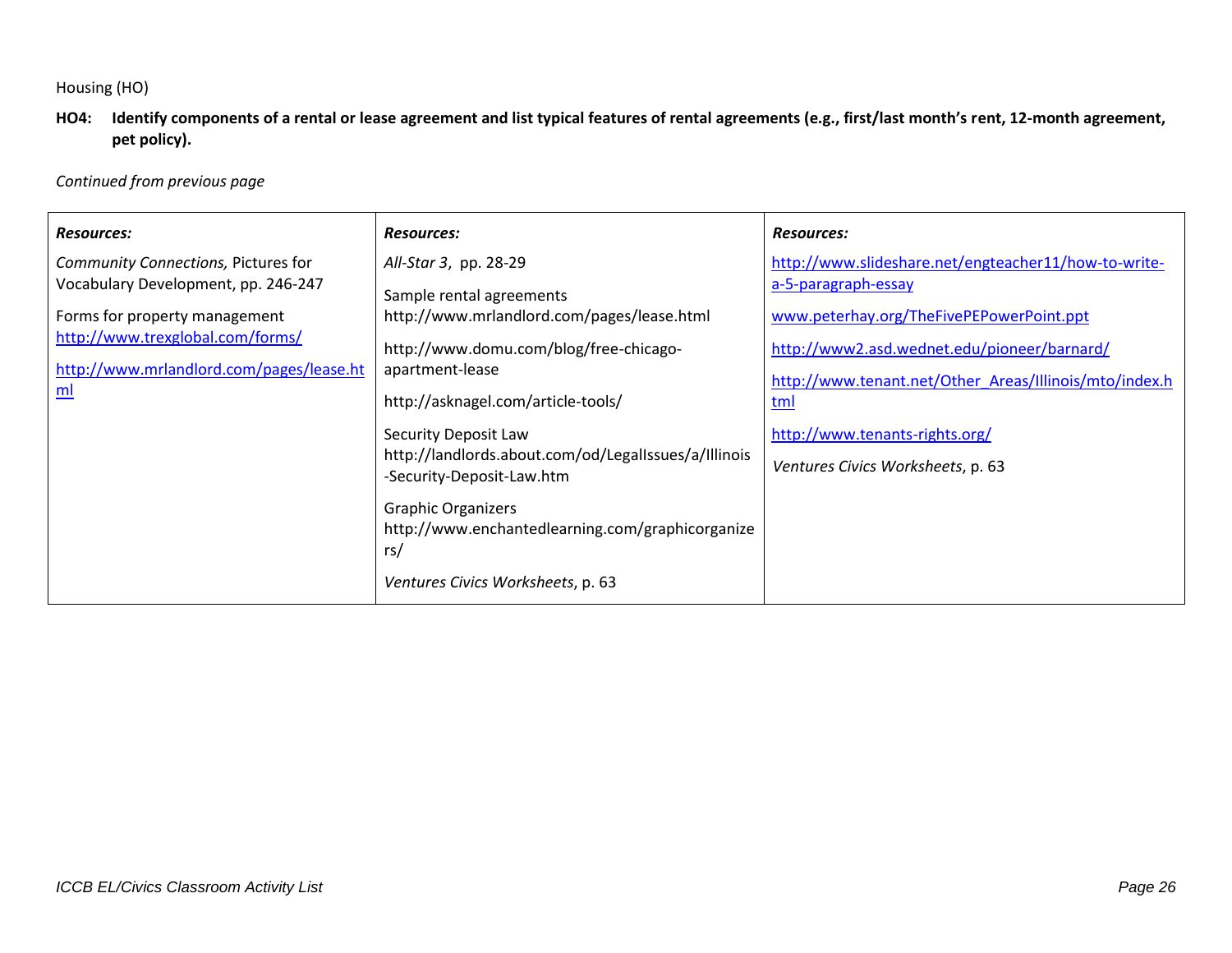Housing (HO)

**HO4: Identify components of a rental or lease agreement and list typical features of rental agreements (e.g., first/last month's rent, 12-month agreement, pet policy).**

*Continued from previous page*

| | | |
|---|---|---|
| ***Resources:*** | ***Resources:*** | ***Resources:*** |
| *Community Connections,* Pictures for Vocabulary Development, pp. 246-247<br><br>Forms for property management http://www.trexglobal.com/forms/<br><br>http://www.mrlandlord.com/pages/lease.html | *All-Star 3*, pp. 28-29<br><br>Sample rental agreements http://www.mrlandlord.com/pages/lease.html<br><br>http://www.domu.com/blog/free-chicago-apartment-lease<br><br>http://asknagel.com/article-tools/<br><br>Security Deposit Law http://landlords.about.com/od/LegalIssues/a/Illinois-Security-Deposit-Law.htm<br><br>Graphic Organizers http://www.enchantedlearning.com/graphicorganizers/<br><br>*Ventures Civics Worksheets*, p. 63 | http://www.slideshare.net/engteacher11/how-to-write-a-5-paragraph-essay<br><br>www.peterhay.org/TheFivePEPowerPoint.ppt<br><br>http://www2.asd.wednet.edu/pioneer/barnard/<br><br>http://www.tenant.net/Other_Areas/Illinois/mto/index.html<br><br>http://www.tenants-rights.org/<br><br>*Ventures Civics Worksheets*, p. 63 |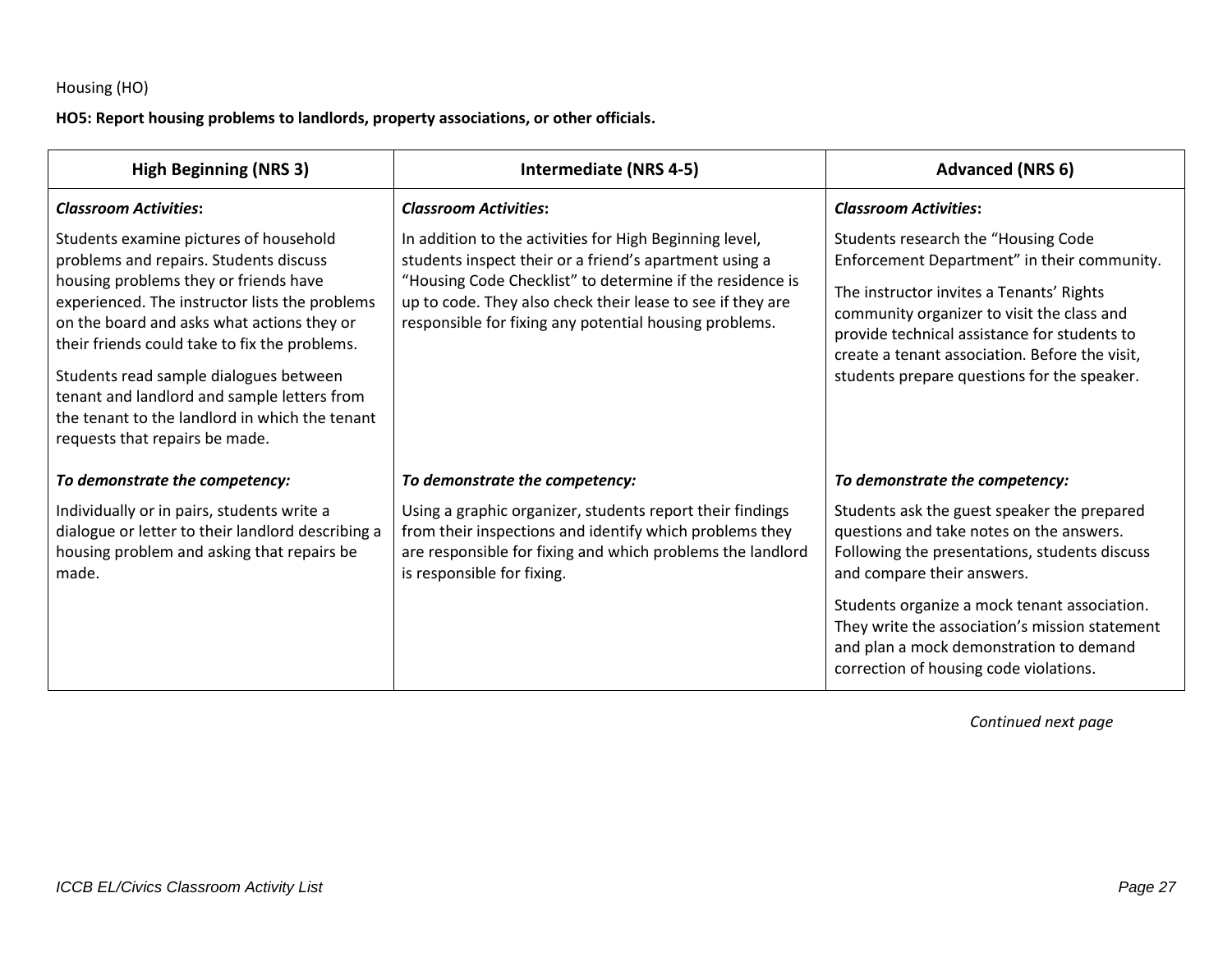Housing (HO)

**HO5: Report housing problems to landlords, property associations, or other officials.**

| High Beginning (NRS 3) | Intermediate (NRS 4-5) | Advanced (NRS 6) |
|---|---|---|
| ***Classroom Activities*:** | ***Classroom Activities*:** | ***Classroom Activities*:** |
| Students examine pictures of household problems and repairs. Students discuss housing problems they or friends have experienced. The instructor lists the problems on the board and asks what actions they or their friends could take to fix the problems.<br><br>Students read sample dialogues between tenant and landlord and sample letters from the tenant to the landlord in which the tenant requests that repairs be made. | In addition to the activities for High Beginning level, students inspect their or a friend's apartment using a "Housing Code Checklist" to determine if the residence is up to code. They also check their lease to see if they are responsible for fixing any potential housing problems. | Students research the "Housing Code Enforcement Department" in their community.<br><br>The instructor invites a Tenants' Rights community organizer to visit the class and provide technical assistance for students to create a tenant association. Before the visit, students prepare questions for the speaker. |
| ***To demonstrate the competency:*** | ***To demonstrate the competency:*** | ***To demonstrate the competency:*** |
| Individually or in pairs, students write a dialogue or letter to their landlord describing a housing problem and asking that repairs be made. | Using a graphic organizer, students report their findings from their inspections and identify which problems they are responsible for fixing and which problems the landlord is responsible for fixing. | Students ask the guest speaker the prepared questions and take notes on the answers. Following the presentations, students discuss and compare their answers.<br><br>Students organize a mock tenant association. They write the association's mission statement and plan a mock demonstration to demand correction of housing code violations. |

*Continued next page*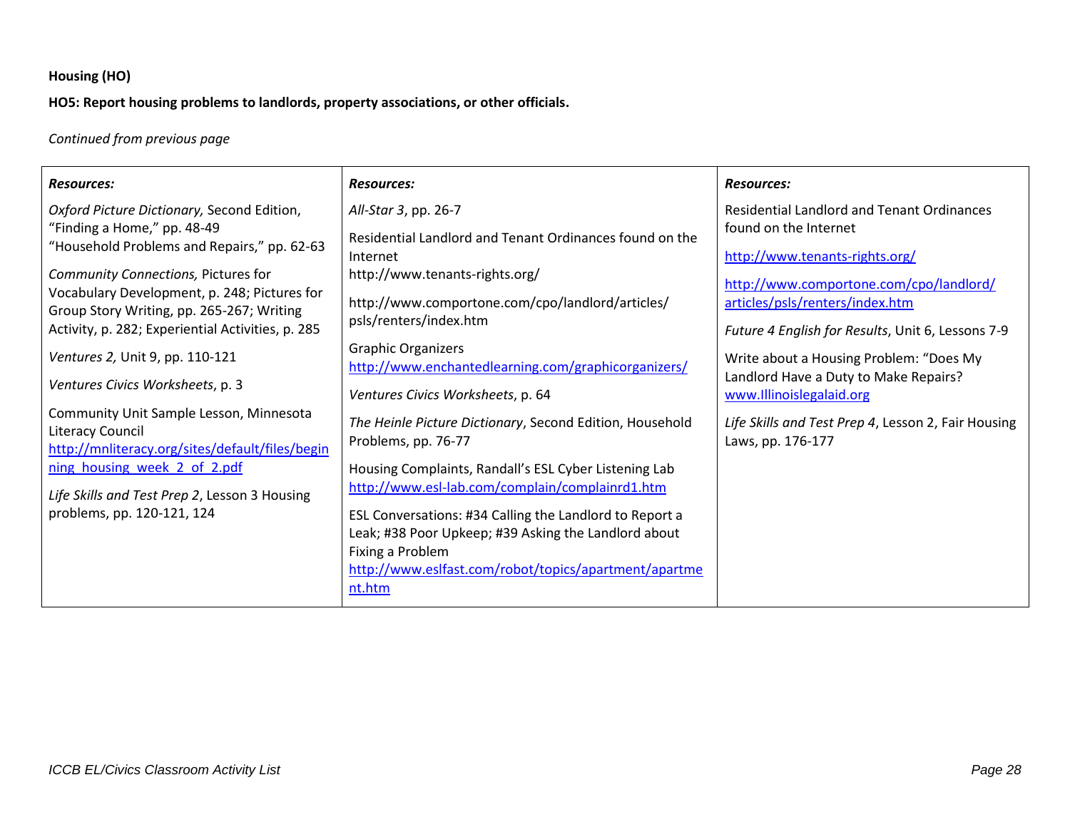**Housing (HO)**

**HO5: Report housing problems to landlords, property associations, or other officials.**

*Continued from previous page*

| | | |
|---|---|---|
| ***Resources:*** | ***Resources:*** | ***Resources:*** |
| *Oxford Picture Dictionary,* Second Edition, "Finding a Home," pp. 48-49<br>"Household Problems and Repairs," pp. 62-63<br><br>*Community Connections,* Pictures for Vocabulary Development, p. 248; Pictures for Group Story Writing, pp. 265-267; Writing Activity, p. 282; Experiential Activities, p. 285<br><br>*Ventures 2,* Unit 9, pp. 110-121<br><br>*Ventures Civics Worksheets*, p. 3<br><br>Community Unit Sample Lesson, Minnesota Literacy Council<br>http://mnliteracy.org/sites/default/files/beginning_housing_week_2_of_2.pdf<br><br>*Life Skills and Test Prep 2*, Lesson 3 Housing problems, pp. 120-121, 124 | *All-Star 3*, pp. 26-7<br><br>Residential Landlord and Tenant Ordinances found on the Internet<br>http://www.tenants-rights.org/<br><br>http://www.comportone.com/cpo/landlord/articles/psls/renters/index.htm<br><br>Graphic Organizers<br>http://www.enchantedlearning.com/graphicorganizers/<br><br>*Ventures Civics Worksheets*, p. 64<br><br>*The Heinle Picture Dictionary*, Second Edition, Household Problems, pp. 76-77<br><br>Housing Complaints, Randall's ESL Cyber Listening Lab<br>http://www.esl-lab.com/complain/complainrd1.htm<br><br>ESL Conversations: #34 Calling the Landlord to Report a Leak; #38 Poor Upkeep; #39 Asking the Landlord about Fixing a Problem<br>http://www.eslfast.com/robot/topics/apartment/apartment.htm | Residential Landlord and Tenant Ordinances found on the Internet<br><br>http://www.tenants-rights.org/<br><br>http://www.comportone.com/cpo/landlord/articles/psls/renters/index.htm<br><br>*Future 4 English for Results*, Unit 6, Lessons 7-9<br><br>Write about a Housing Problem: "Does My Landlord Have a Duty to Make Repairs?<br>www.Illinoislegalaid.org<br><br>*Life Skills and Test Prep 4*, Lesson 2, Fair Housing Laws, pp. 176-177 |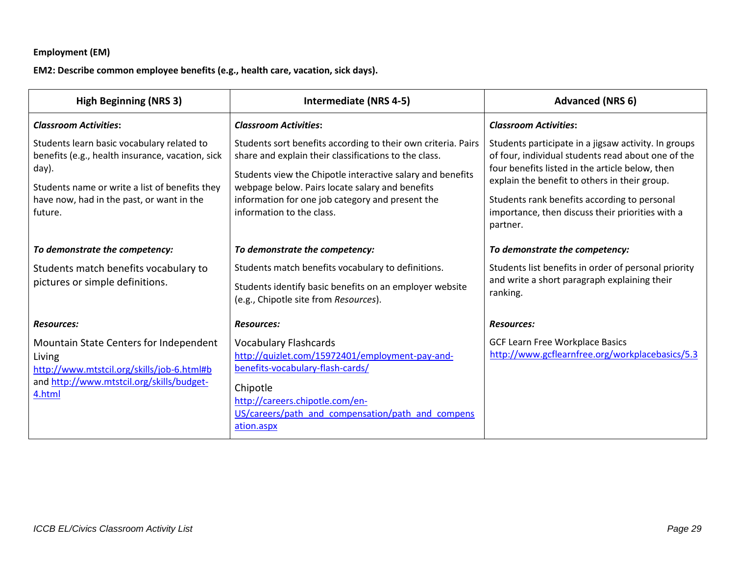**Employment (EM)**

**EM2: Describe common employee benefits (e.g., health care, vacation, sick days).**

| High Beginning (NRS 3) | Intermediate (NRS 4-5) | Advanced (NRS 6) |
|---|---|---|
| ***Classroom Activities*:**<br><br>Students learn basic vocabulary related to benefits (e.g., health insurance, vacation, sick day).<br><br>Students name or write a list of benefits they have now, had in the past, or want in the future. | ***Classroom Activities*:**<br><br>Students sort benefits according to their own criteria. Pairs share and explain their classifications to the class.<br><br>Students view the Chipotle interactive salary and benefits webpage below. Pairs locate salary and benefits information for one job category and present the information to the class. | ***Classroom Activities*:**<br><br>Students participate in a jigsaw activity. In groups of four, individual students read about one of the four benefits listed in the article below, then explain the benefit to others in their group.<br><br>Students rank benefits according to personal importance, then discuss their priorities with a partner. |
| ***To demonstrate the competency:***<br><br>Students match benefits vocabulary to pictures or simple definitions. | ***To demonstrate the competency:***<br><br>Students match benefits vocabulary to definitions.<br><br>Students identify basic benefits on an employer website (e.g., Chipotle site from *Resources*). | ***To demonstrate the competency:***<br><br>Students list benefits in order of personal priority and write a short paragraph explaining their ranking. |
| ***Resources:***<br><br>Mountain State Centers for Independent Living<br>http://www.mtstcil.org/skills/job-6.html#b and http://www.mtstcil.org/skills/budget-4.html | ***Resources:***<br><br>Vocabulary Flashcards<br>http://quizlet.com/15972401/employment-pay-and-benefits-vocabulary-flash-cards/<br><br>Chipotle<br>http://careers.chipotle.com/en-US/careers/path_and_compensation/path_and_compensation.aspx | ***Resources:***<br><br>GCF Learn Free Workplace Basics<br>http://www.gcflearnfree.org/workplacebasics/5.3 |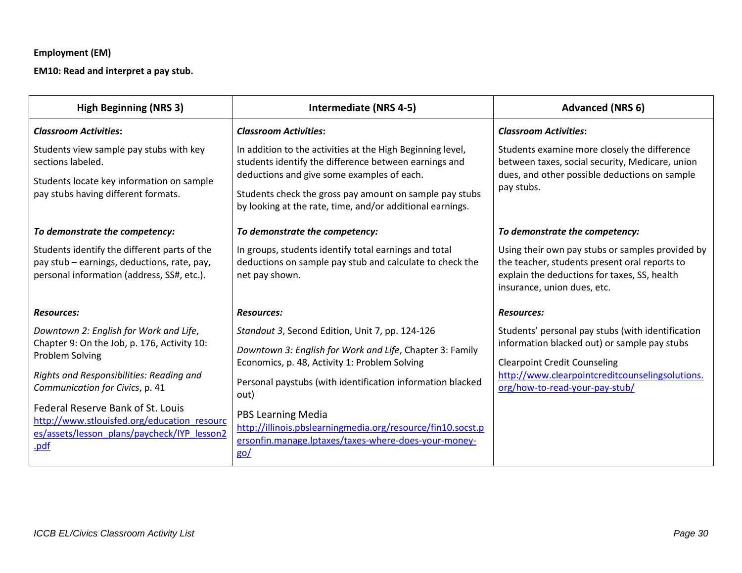**Employment (EM)**

**EM10: Read and interpret a pay stub.**

| High Beginning (NRS 3) | Intermediate (NRS 4-5) | Advanced (NRS 6) |
|---|---|---|
| ***Classroom Activities*:**<br><br>Students view sample pay stubs with key sections labeled.<br><br>Students locate key information on sample pay stubs having different formats. | ***Classroom Activities*:**<br><br>In addition to the activities at the High Beginning level, students identify the difference between earnings and deductions and give some examples of each.<br><br>Students check the gross pay amount on sample pay stubs by looking at the rate, time, and/or additional earnings. | ***Classroom Activities*:**<br><br>Students examine more closely the difference between taxes, social security, Medicare, union dues, and other possible deductions on sample pay stubs. |
| ***To demonstrate the competency:***<br><br>Students identify the different parts of the pay stub – earnings, deductions, rate, pay, personal information (address, SS#, etc.). | ***To demonstrate the competency:***<br><br>In groups, students identify total earnings and total deductions on sample pay stub and calculate to check the net pay shown. | ***To demonstrate the competency:***<br><br>Using their own pay stubs or samples provided by the teacher, students present oral reports to explain the deductions for taxes, SS, health insurance, union dues, etc. |
| ***Resources:***<br><br>*Downtown 2: English for Work and Life*, Chapter 9: On the Job, p. 176, Activity 10: Problem Solving<br><br>*Rights and Responsibilities: Reading and Communication for Civics*, p. 41<br><br>Federal Reserve Bank of St. Louis<br>http://www.stlouisfed.org/education_resources/assets/lesson_plans/paycheck/IYP_lesson2.pdf | ***Resources:***<br><br>*Standout 3*, Second Edition, Unit 7, pp. 124-126<br><br>*Downtown 3: English for Work and Life*, Chapter 3: Family Economics, p. 48, Activity 1: Problem Solving<br><br>Personal paystubs (with identification information blacked out)<br><br>PBS Learning Media<br>http://illinois.pbslearningmedia.org/resource/fin10.socst.personfin.manage.lptaxes/taxes-where-does-your-money-go/ | ***Resources:***<br><br>Students' personal pay stubs (with identification information blacked out) or sample pay stubs<br><br>Clearpoint Credit Counseling<br>http://www.clearpointcreditcounselingsolutions.org/how-to-read-your-pay-stub/ |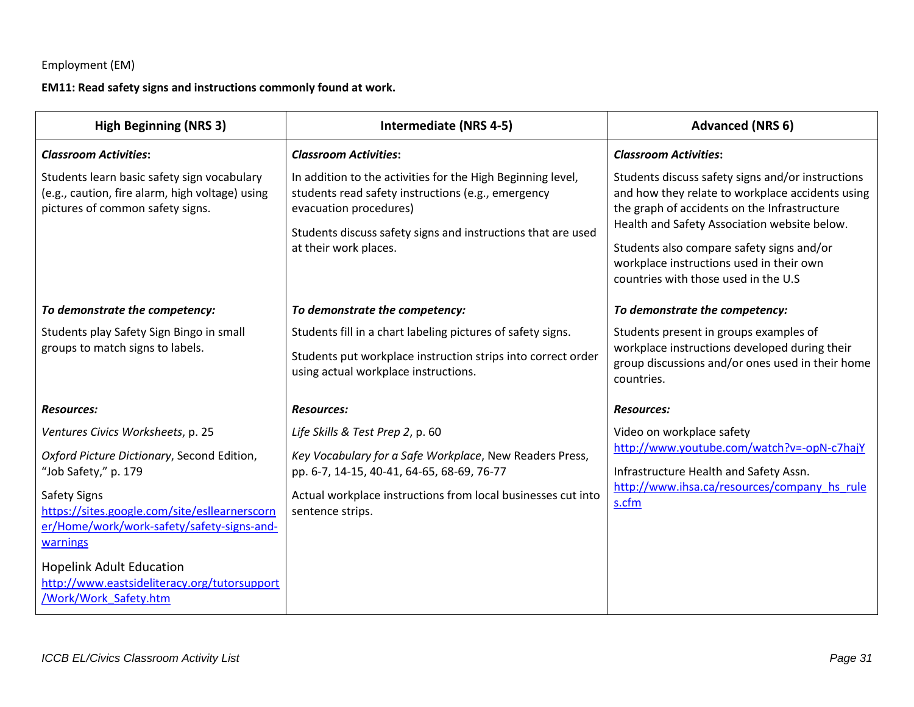Employment (EM)

**EM11: Read safety signs and instructions commonly found at work.**

| High Beginning (NRS 3) | Intermediate (NRS 4-5) | Advanced (NRS 6) |
|---|---|---|
| ***Classroom Activities*:**<br><br>Students learn basic safety sign vocabulary (e.g., caution, fire alarm, high voltage) using pictures of common safety signs. | ***Classroom Activities*:**<br><br>In addition to the activities for the High Beginning level, students read safety instructions (e.g., emergency evacuation procedures)<br><br>Students discuss safety signs and instructions that are used at their work places. | ***Classroom Activities*:**<br><br>Students discuss safety signs and/or instructions and how they relate to workplace accidents using the graph of accidents on the Infrastructure Health and Safety Association website below.<br><br>Students also compare safety signs and/or workplace instructions used in their own countries with those used in the U.S |
| ***To demonstrate the competency:***<br><br>Students play Safety Sign Bingo in small groups to match signs to labels. | ***To demonstrate the competency:***<br><br>Students fill in a chart labeling pictures of safety signs.<br><br>Students put workplace instruction strips into correct order using actual workplace instructions. | ***To demonstrate the competency:***<br><br>Students present in groups examples of workplace instructions developed during their group discussions and/or ones used in their home countries. |
| ***Resources:***<br><br>*Ventures Civics Worksheets*, p. 25<br><br>*Oxford Picture Dictionary*, Second Edition, "Job Safety," p. 179<br><br>Safety Signs https://sites.google.com/site/esllearnerscorner/Home/work/work-safety/safety-signs-and-warnings<br><br>Hopelink Adult Education http://www.eastsideliteracy.org/tutorsupport/Work/Work_Safety.htm | ***Resources:***<br><br>*Life Skills & Test Prep 2*, p. 60<br><br>*Key Vocabulary for a Safe Workplace*, New Readers Press, pp. 6-7, 14-15, 40-41, 64-65, 68-69, 76-77<br><br>Actual workplace instructions from local businesses cut into sentence strips. | ***Resources:***<br><br>Video on workplace safety http://www.youtube.com/watch?v=-opN-c7hajY<br><br>Infrastructure Health and Safety Assn. http://www.ihsa.ca/resources/company_hs_rules.cfm |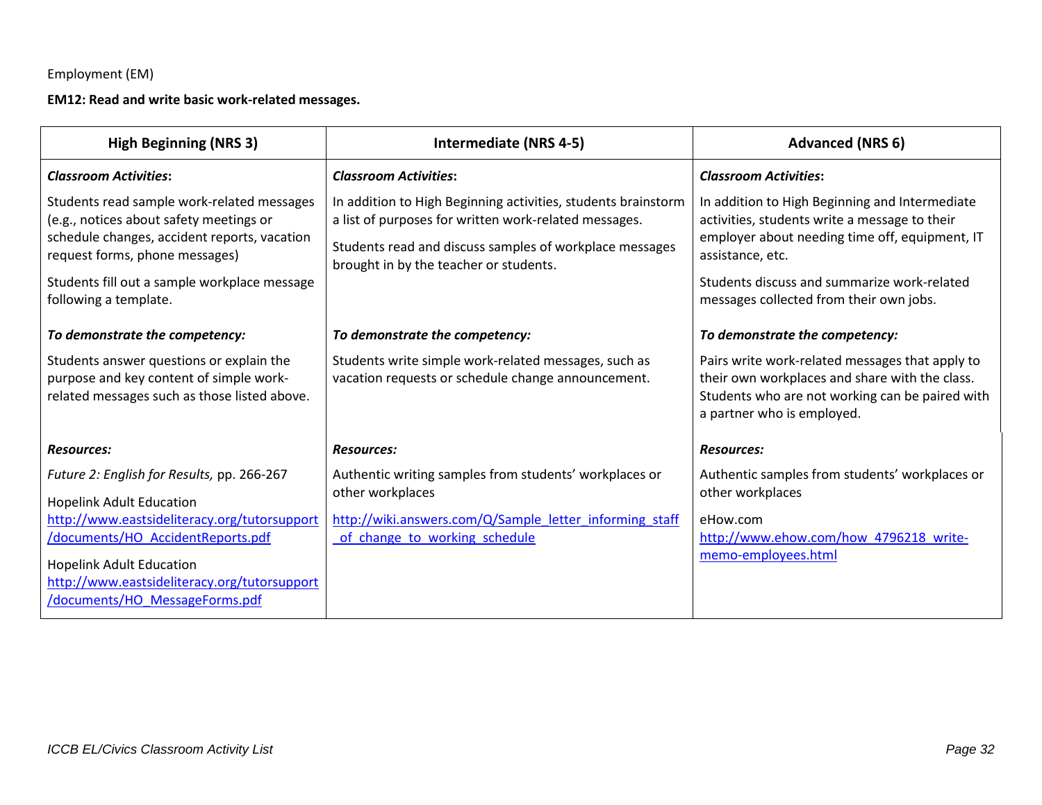Employment (EM)

**EM12: Read and write basic work-related messages.**

| High Beginning (NRS 3) | Intermediate (NRS 4-5) | Advanced (NRS 6) |
|---|---|---|
| ***Classroom Activities*:**<br><br>Students read sample work-related messages (e.g., notices about safety meetings or schedule changes, accident reports, vacation request forms, phone messages)<br><br>Students fill out a sample workplace message following a template. | ***Classroom Activities*:**<br><br>In addition to High Beginning activities, students brainstorm a list of purposes for written work-related messages.<br><br>Students read and discuss samples of workplace messages brought in by the teacher or students. | ***Classroom Activities*:**<br><br>In addition to High Beginning and Intermediate activities, students write a message to their employer about needing time off, equipment, IT assistance, etc.<br><br>Students discuss and summarize work-related messages collected from their own jobs. |
| ***To demonstrate the competency:***<br><br>Students answer questions or explain the purpose and key content of simple work-related messages such as those listed above. | ***To demonstrate the competency:***<br><br>Students write simple work-related messages, such as vacation requests or schedule change announcement. | ***To demonstrate the competency:***<br><br>Pairs write work-related messages that apply to their own workplaces and share with the class. Students who are not working can be paired with a partner who is employed. |
| ***Resources:***<br><br>*Future 2: English for Results,* pp. 266-267<br><br>Hopelink Adult Education<br>http://www.eastsideliteracy.org/tutorsupport/documents/HO_AccidentReports.pdf<br><br>Hopelink Adult Education<br>http://www.eastsideliteracy.org/tutorsupport/documents/HO_MessageForms.pdf | ***Resources:***<br><br>Authentic writing samples from students' workplaces or other workplaces<br><br>http://wiki.answers.com/Q/Sample_letter_informing_staff_of_change_to_working_schedule | ***Resources:***<br><br>Authentic samples from students' workplaces or other workplaces<br><br>eHow.com<br>http://www.ehow.com/how_4796218_write-memo-employees.html |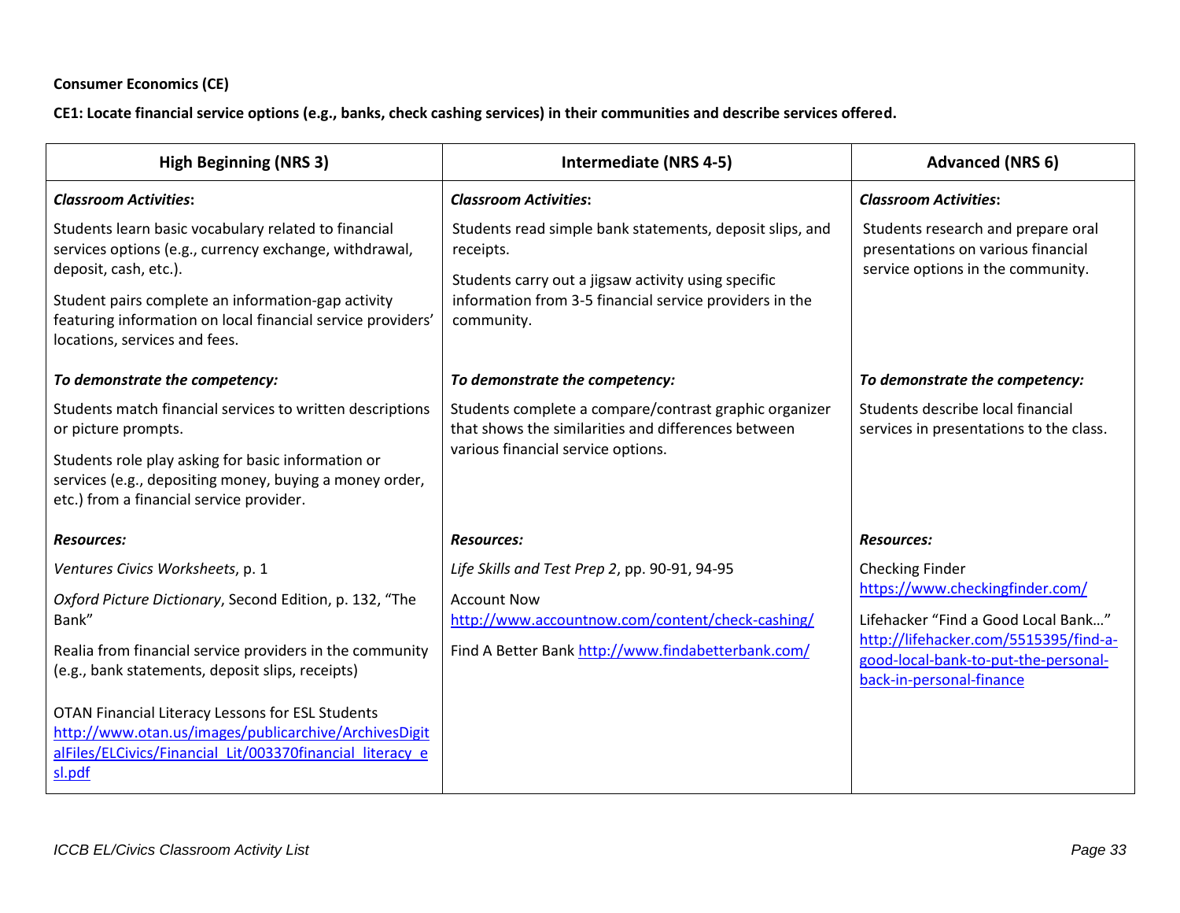**Consumer Economics (CE)**

**CE1: Locate financial service options (e.g., banks, check cashing services) in their communities and describe services offered.**

| High Beginning (NRS 3) | Intermediate (NRS 4-5) | Advanced (NRS 6) |
|---|---|---|
| ***Classroom Activities*:**<br><br>Students learn basic vocabulary related to financial services options (e.g., currency exchange, withdrawal, deposit, cash, etc.).<br><br>Student pairs complete an information-gap activity featuring information on local financial service providers' locations, services and fees. | ***Classroom Activities*:**<br><br>Students read simple bank statements, deposit slips, and receipts.<br><br>Students carry out a jigsaw activity using specific information from 3-5 financial service providers in the community. | ***Classroom Activities*:**<br><br>Students research and prepare oral presentations on various financial service options in the community. |
| ***To demonstrate the competency:***<br><br>Students match financial services to written descriptions or picture prompts.<br><br>Students role play asking for basic information or services (e.g., depositing money, buying a money order, etc.) from a financial service provider. | ***To demonstrate the competency:***<br><br>Students complete a compare/contrast graphic organizer that shows the similarities and differences between various financial service options. | ***To demonstrate the competency:***<br><br>Students describe local financial services in presentations to the class. |
| ***Resources:***<br><br>*Ventures Civics Worksheets*, p. 1<br><br>*Oxford Picture Dictionary*, Second Edition, p. 132, "The Bank"<br><br>Realia from financial service providers in the community (e.g., bank statements, deposit slips, receipts)<br><br>OTAN Financial Literacy Lessons for ESL Students http://www.otan.us/images/publicarchive/ArchivesDigitalFiles/ELCivics/Financial_Lit/003370financial_literacy_esl.pdf | ***Resources:***<br><br>*Life Skills and Test Prep 2*, pp. 90-91, 94-95<br><br>Account Now http://www.accountnow.com/content/check-cashing/<br><br>Find A Better Bank http://www.findabetterbank.com/ | ***Resources:***<br><br>Checking Finder https://www.checkingfinder.com/<br><br>Lifehacker "Find a Good Local Bank…" http://lifehacker.com/5515395/find-a-good-local-bank-to-put-the-personal-back-in-personal-finance |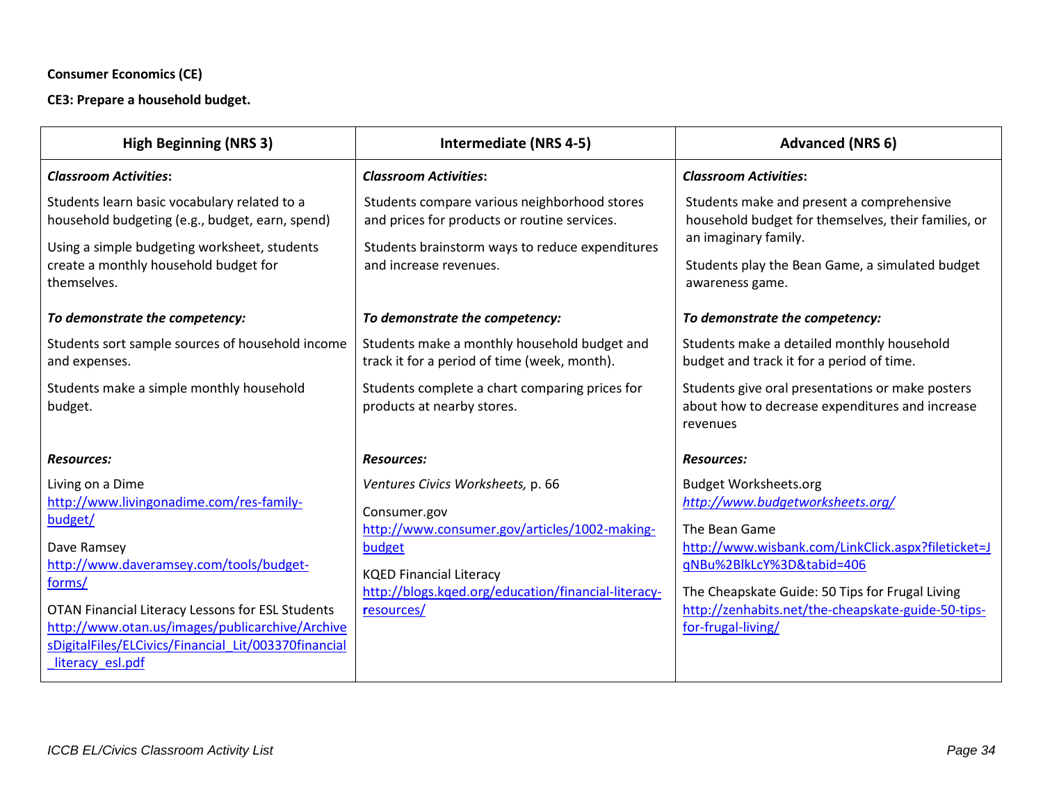**Consumer Economics (CE)**

**CE3: Prepare a household budget.**

| High Beginning (NRS 3) | Intermediate (NRS 4-5) | Advanced (NRS 6) |
|---|---|---|
| ***Classroom Activities*:**<br><br>Students learn basic vocabulary related to a household budgeting (e.g., budget, earn, spend)<br><br>Using a simple budgeting worksheet, students create a monthly household budget for themselves. | ***Classroom Activities*:**<br><br>Students compare various neighborhood stores and prices for products or routine services.<br><br>Students brainstorm ways to reduce expenditures and increase revenues. | ***Classroom Activities*:**<br><br>Students make and present a comprehensive household budget for themselves, their families, or an imaginary family.<br><br>Students play the Bean Game, a simulated budget awareness game. |
| ***To demonstrate the competency:***<br><br>Students sort sample sources of household income and expenses.<br><br>Students make a simple monthly household budget. | ***To demonstrate the competency:***<br><br>Students make a monthly household budget and track it for a period of time (week, month).<br><br>Students complete a chart comparing prices for products at nearby stores. | ***To demonstrate the competency:***<br><br>Students make a detailed monthly household budget and track it for a period of time.<br><br>Students give oral presentations or make posters about how to decrease expenditures and increase revenues |
| ***Resources:***<br><br>Living on a Dime<br>http://www.livingonadime.com/res-family-budget/<br><br>Dave Ramsey<br>http://www.daveramsey.com/tools/budget-forms/<br><br>OTAN Financial Literacy Lessons for ESL Students<br>http://www.otan.us/images/publicarchive/ArchivesDigitalFiles/ELCivics/Financial_Lit/003370financial_literacy_esl.pdf | ***Resources:***<br><br>*Ventures Civics Worksheets,* p. 66<br><br>Consumer.gov<br>http://www.consumer.gov/articles/1002-making-budget<br><br>KQED Financial Literacy<br>http://blogs.kqed.org/education/financial-literacy-resources/ | ***Resources:***<br><br>Budget Worksheets.org<br>*http://www.budgetworksheets.org/*<br><br>The Bean Game<br>http://www.wisbank.com/LinkClick.aspx?fileticket=JqNBu%2BlkLcY%3D&tabid=406<br><br>The Cheapskate Guide: 50 Tips for Frugal Living<br>http://zenhabits.net/the-cheapskate-guide-50-tips-for-frugal-living/ |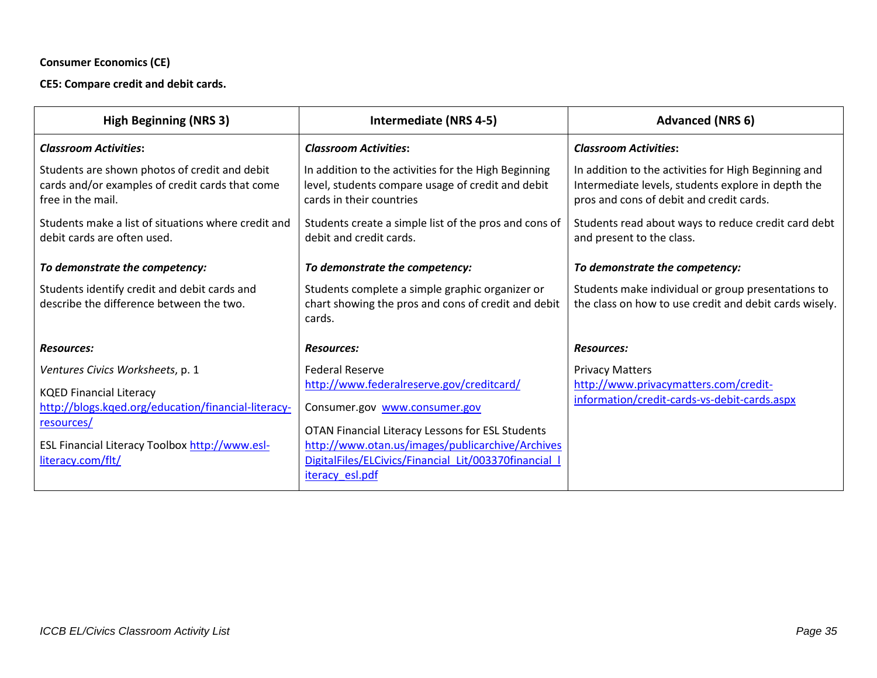**Consumer Economics (CE)**

**CE5: Compare credit and debit cards.**

| High Beginning (NRS 3) | Intermediate (NRS 4-5) | Advanced (NRS 6) |
|---|---|---|
| ***Classroom Activities*:** | ***Classroom Activities*:** | ***Classroom Activities*:** |
| Students are shown photos of credit and debit cards and/or examples of credit cards that come free in the mail.<br><br>Students make a list of situations where credit and debit cards are often used. | In addition to the activities for the High Beginning level, students compare usage of credit and debit cards in their countries<br><br>Students create a simple list of the pros and cons of debit and credit cards. | In addition to the activities for High Beginning and Intermediate levels, students explore in depth the pros and cons of debit and credit cards.<br><br>Students read about ways to reduce credit card debt and present to the class. |
| ***To demonstrate the competency:*** | ***To demonstrate the competency:*** | ***To demonstrate the competency:*** |
| Students identify credit and debit cards and describe the difference between the two. | Students complete a simple graphic organizer or chart showing the pros and cons of credit and debit cards. | Students make individual or group presentations to the class on how to use credit and debit cards wisely. |
| ***Resources:*** | ***Resources:*** | ***Resources:*** |
| *Ventures Civics Worksheets*, p. 1<br><br>KQED Financial Literacy http://blogs.kqed.org/education/financial-literacy-resources/<br><br>ESL Financial Literacy Toolbox http://www.esl-literacy.com/flt/ | Federal Reserve http://www.federalreserve.gov/creditcard/<br><br>Consumer.gov www.consumer.gov<br><br>OTAN Financial Literacy Lessons for ESL Students http://www.otan.us/images/publicarchive/ArchivesDigitalFiles/ELCivics/Financial_Lit/003370financial_literacy_esl.pdf | Privacy Matters http://www.privacymatters.com/credit-information/credit-cards-vs-debit-cards.aspx |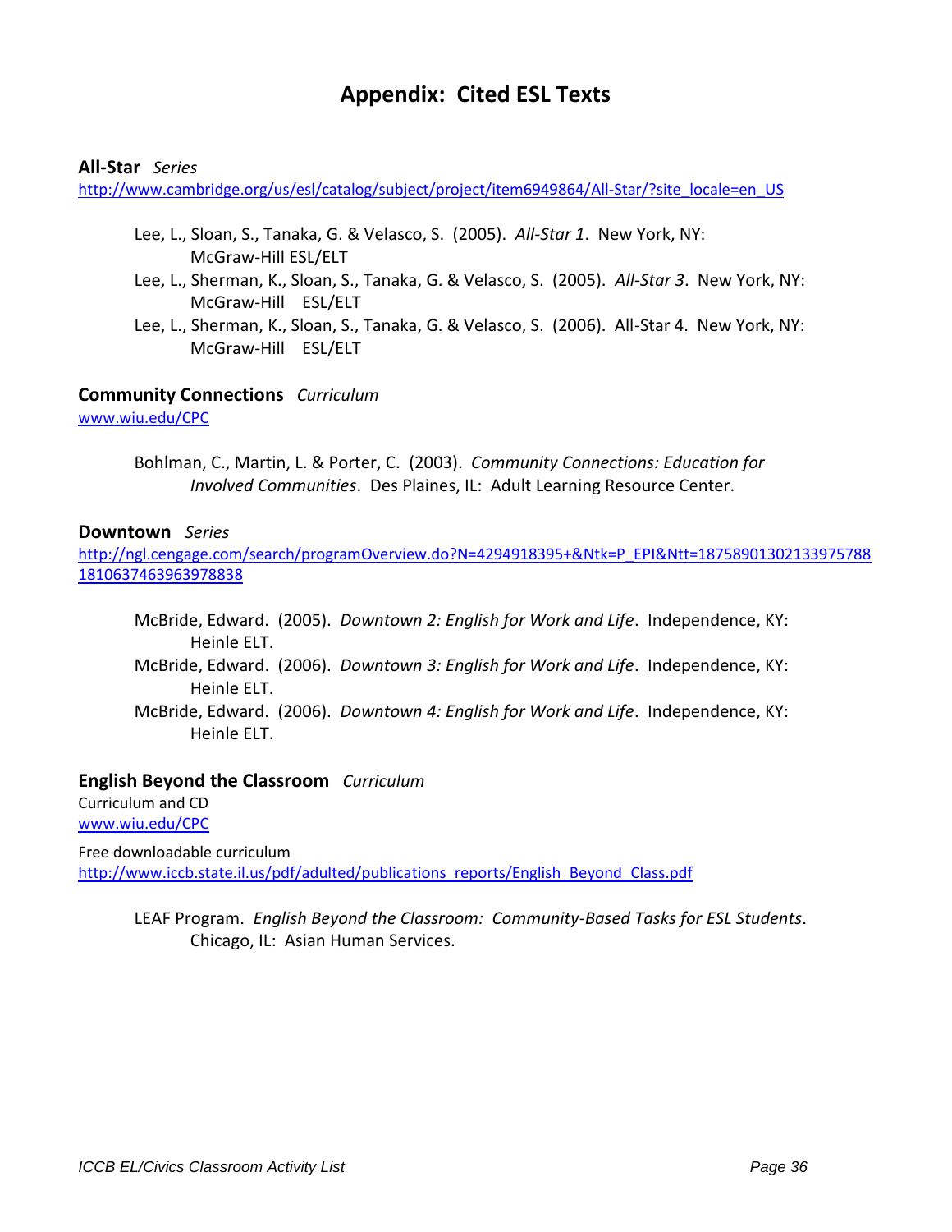# Appendix: Cited ESL Texts

**All-Star** *Series*

http://www.cambridge.org/us/esl/catalog/subject/project/item6949864/All-Star/?site_locale=en_US

Lee, L., Sloan, S., Tanaka, G. & Velasco, S. (2005). *All-Star 1*. New York, NY: McGraw-Hill ESL/ELT

Lee, L., Sherman, K., Sloan, S., Tanaka, G. & Velasco, S. (2005). *All-Star 3*. New York, NY: McGraw-Hill ESL/ELT

Lee, L., Sherman, K., Sloan, S., Tanaka, G. & Velasco, S. (2006). All-Star 4. New York, NY: McGraw-Hill ESL/ELT

**Community Connections** *Curriculum*

www.wiu.edu/CPC

Bohlman, C., Martin, L. & Porter, C. (2003). *Community Connections: Education for Involved Communities*. Des Plaines, IL: Adult Learning Resource Center.

**Downtown** *Series*

http://ngl.cengage.com/search/programOverview.do?N=4294918395+&Ntk=P_EPI&Ntt=187589013021339757881810637463963978838

McBride, Edward. (2005). *Downtown 2: English for Work and Life*. Independence, KY: Heinle ELT.

McBride, Edward. (2006). *Downtown 3: English for Work and Life*. Independence, KY: Heinle ELT.

McBride, Edward. (2006). *Downtown 4: English for Work and Life*. Independence, KY: Heinle ELT.

**English Beyond the Classroom** *Curriculum*

Curriculum and CD

www.wiu.edu/CPC

Free downloadable curriculum

http://www.iccb.state.il.us/pdf/adulted/publications_reports/English_Beyond_Class.pdf

LEAF Program. *English Beyond the Classroom: Community-Based Tasks for ESL Students*. Chicago, IL: Asian Human Services.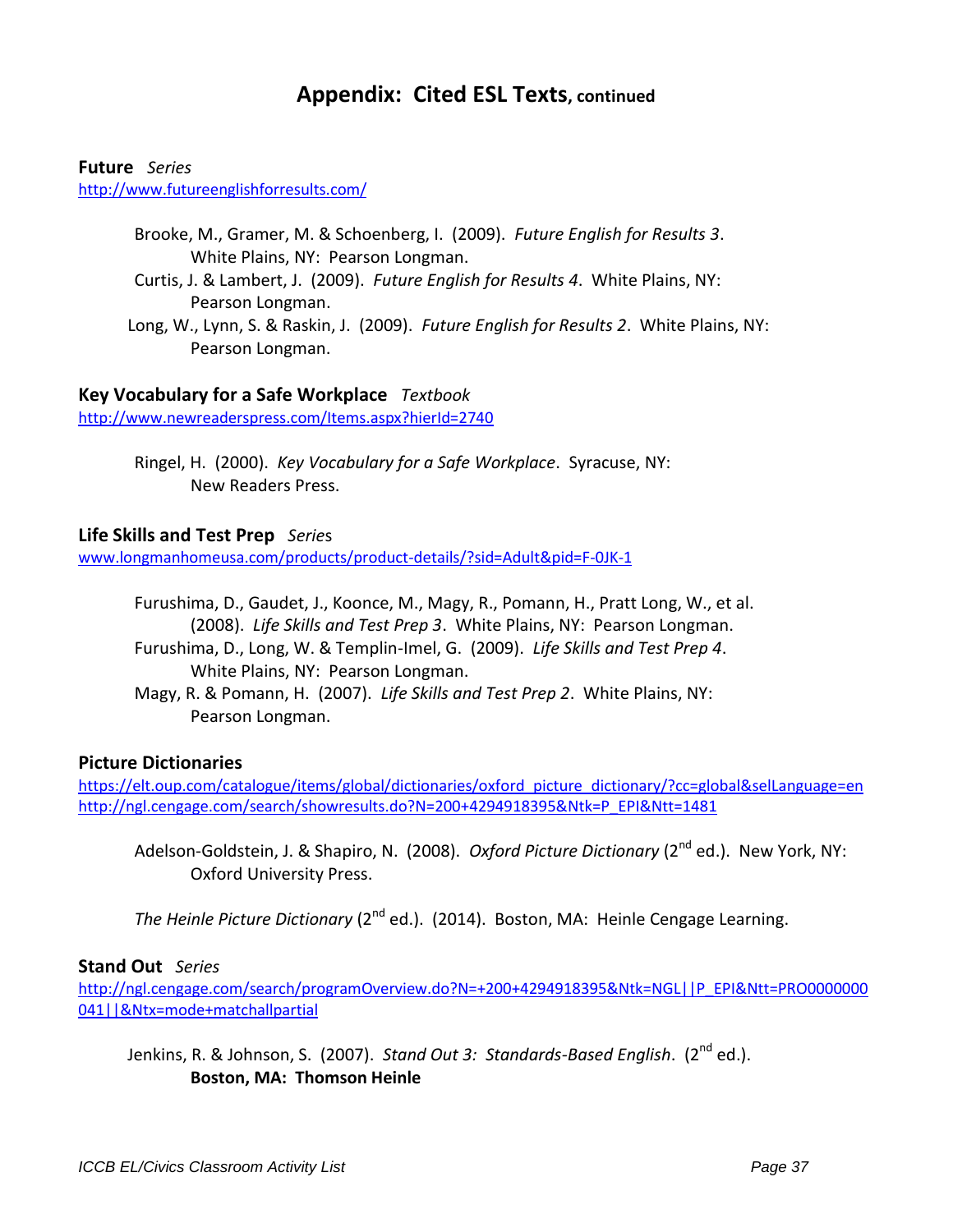# Appendix: Cited ESL Texts, continued

**Future** *Series*
http://www.futureenglishforresults.com/

Brooke, M., Gramer, M. & Schoenberg, I. (2009). *Future English for Results 3*. White Plains, NY: Pearson Longman.

Curtis, J. & Lambert, J. (2009). *Future English for Results 4*. White Plains, NY: Pearson Longman.

Long, W., Lynn, S. & Raskin, J. (2009). *Future English for Results 2*. White Plains, NY: Pearson Longman.

**Key Vocabulary for a Safe Workplace** *Textbook*
http://www.newreaderspress.com/Items.aspx?hierId=2740

Ringel, H. (2000). *Key Vocabulary for a Safe Workplace*. Syracuse, NY: New Readers Press.

**Life Skills and Test Prep** *Series*
www.longmanhomeusa.com/products/product-details/?sid=Adult&pid=F-0JK-1

Furushima, D., Gaudet, J., Koonce, M., Magy, R., Pomann, H., Pratt Long, W., et al. (2008). *Life Skills and Test Prep 3*. White Plains, NY: Pearson Longman.

Furushima, D., Long, W. & Templin-Imel, G. (2009). *Life Skills and Test Prep 4*. White Plains, NY: Pearson Longman.

Magy, R. & Pomann, H. (2007). *Life Skills and Test Prep 2*. White Plains, NY: Pearson Longman.

**Picture Dictionaries**
https://elt.oup.com/catalogue/items/global/dictionaries/oxford_picture_dictionary/?cc=global&selLanguage=en
http://ngl.cengage.com/search/showresults.do?N=200+4294918395&Ntk=P_EPI&Ntt=1481

Adelson-Goldstein, J. & Shapiro, N. (2008). *Oxford Picture Dictionary* (2nd ed.). New York, NY: Oxford University Press.

*The Heinle Picture Dictionary* (2nd ed.). (2014). Boston, MA: Heinle Cengage Learning.

**Stand Out** *Series*
http://ngl.cengage.com/search/programOverview.do?N=+200+4294918395&Ntk=NGL||P_EPI&Ntt=PRO0000000041||&Ntx=mode+matchallpartial

Jenkins, R. & Johnson, S. (2007). *Stand Out 3: Standards-Based English*. (2nd ed.). **Boston, MA: Thomson Heinle**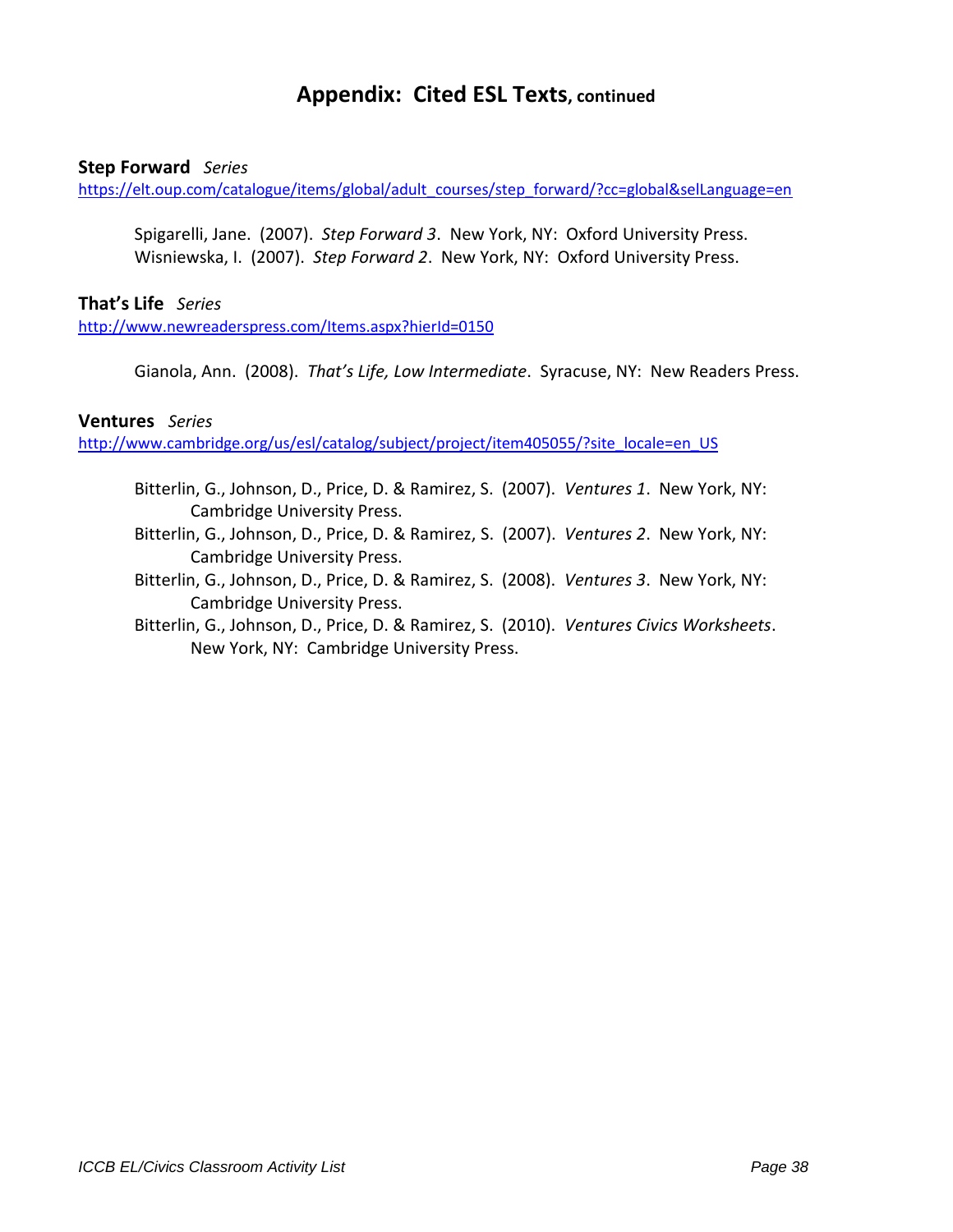# Appendix: Cited ESL Texts, continued

**Step Forward** *Series*
https://elt.oup.com/catalogue/items/global/adult_courses/step_forward/?cc=global&selLanguage=en

Spigarelli, Jane. (2007). *Step Forward 3*. New York, NY: Oxford University Press.
Wisniewska, I. (2007). *Step Forward 2*. New York, NY: Oxford University Press.

**That's Life** *Series*
http://www.newreaderspress.com/Items.aspx?hierId=0150

Gianola, Ann. (2008). *That's Life, Low Intermediate*. Syracuse, NY: New Readers Press.

**Ventures** *Series*
http://www.cambridge.org/us/esl/catalog/subject/project/item405055/?site_locale=en_US

Bitterlin, G., Johnson, D., Price, D. & Ramirez, S. (2007). *Ventures 1*. New York, NY: Cambridge University Press.
Bitterlin, G., Johnson, D., Price, D. & Ramirez, S. (2007). *Ventures 2*. New York, NY: Cambridge University Press.
Bitterlin, G., Johnson, D., Price, D. & Ramirez, S. (2008). *Ventures 3*. New York, NY: Cambridge University Press.
Bitterlin, G., Johnson, D., Price, D. & Ramirez, S. (2010). *Ventures Civics Worksheets*. New York, NY: Cambridge University Press.